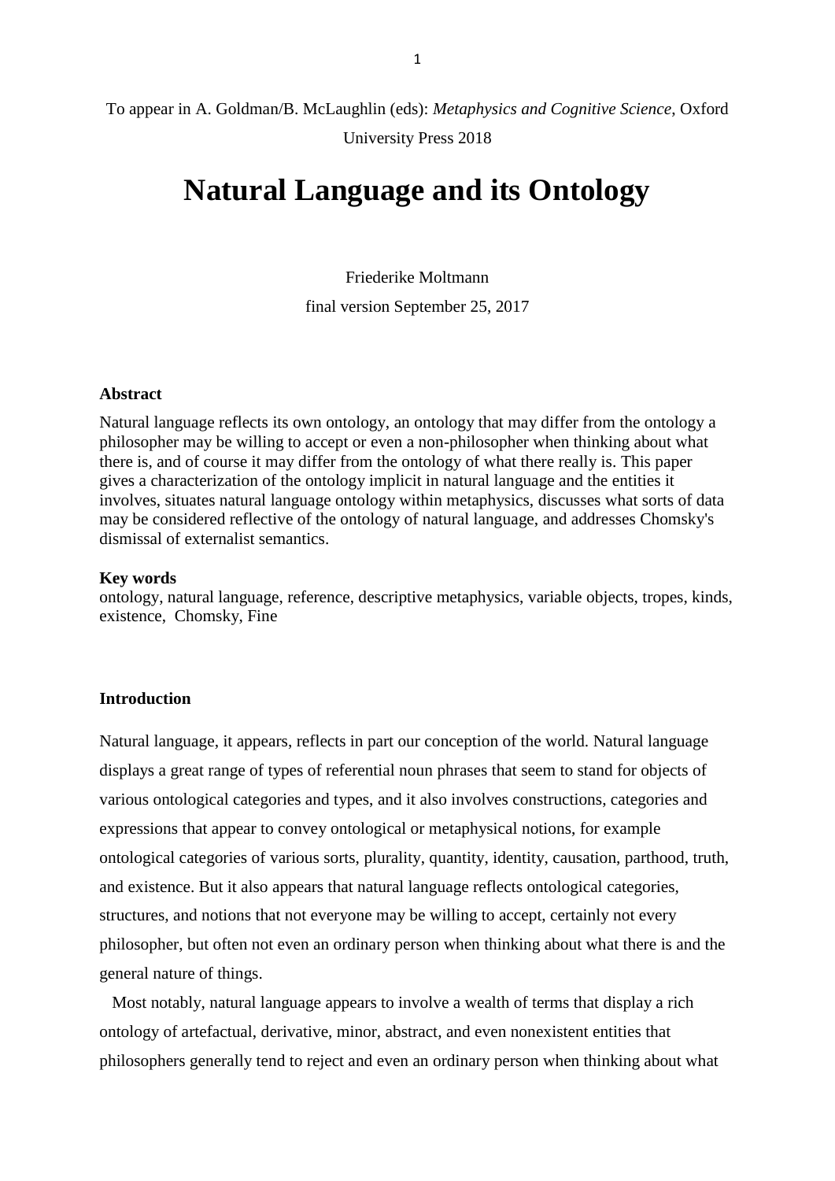To appear in A. Goldman/B. McLaughlin (eds): *Metaphysics and Cognitive Science*, Oxford University Press 2018

# Natural Language and its Ontology

Friederike Moltmann

final version September 25, 2017

**Abstract**

Natural language reflects its own ontology, an ontology that may differ from the ontology a philosopher may be willing to accept or even a non-philosopher when thinking about what there is, and of course it may differ from the ontology of what there really is. This paper gives a characterization of the ontology implicit in natural language and the entities it involves, situates natural language ontology within metaphysics, discusses what sorts of data may be considered reflective of the ontology of natural language, and addresses Chomsky's dismissal of externalist semantics.

**Key words**

ontology, natural language, reference, descriptive metaphysics, variable objects, tropes, kinds, existence, Chomsky, Fine

**Introduction**

Natural language, it appears, reflects in part our conception of the world. Natural language displays a great range of types of referential noun phrases that seem to stand for objects of various ontological categories and types, and it also involves constructions, categories and expressions that appear to convey ontological or metaphysical notions, for example ontological categories of various sorts, plurality, quantity, identity, causation, parthood, truth, and existence. But it also appears that natural language reflects ontological categories, structures, and notions that not everyone may be willing to accept, certainly not every philosopher, but often not even an ordinary person when thinking about what there is and the general nature of things.

Most notably, natural language appears to involve a wealth of terms that display a rich ontology of artefactual, derivative, minor, abstract, and even nonexistent entities that philosophers generally tend to reject and even an ordinary person when thinking about what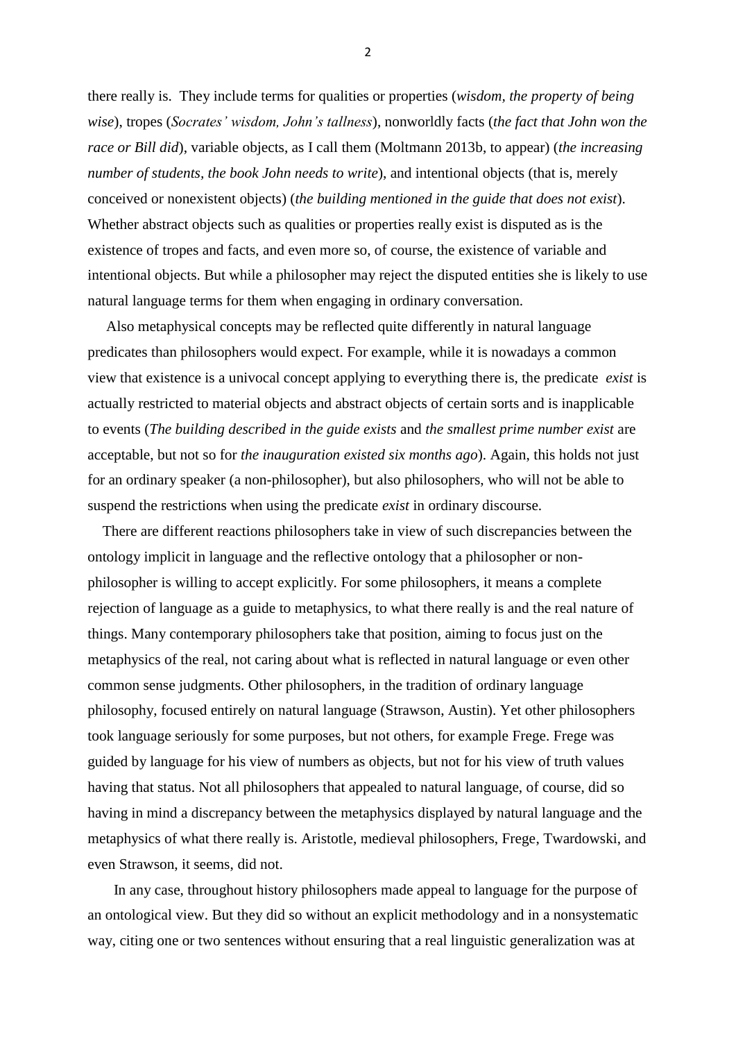there really is. They include terms for qualities or properties (*wisdom, the property of being wise*), tropes (*Socrates' wisdom, John's tallness*), nonworldly facts (*the fact that John won the race or Bill did*), variable objects, as I call them (Moltmann 2013b, to appear) (*the increasing number of students*, *the book John needs to write*), and intentional objects (that is, merely conceived or nonexistent objects) (*the building mentioned in the guide that does not exist*). Whether abstract objects such as qualities or properties really exist is disputed as is the existence of tropes and facts, and even more so, of course, the existence of variable and intentional objects. But while a philosopher may reject the disputed entities she is likely to use natural language terms for them when engaging in ordinary conversation.

Also metaphysical concepts may be reflected quite differently in natural language predicates than philosophers would expect. For example, while it is nowadays a common view that existence is a univocal concept applying to everything there is, the predicate *exist* is actually restricted to material objects and abstract objects of certain sorts and is inapplicable to events (*The building described in the guide exists* and *the smallest prime number exist* are acceptable, but not so for *the inauguration existed six months ago*). Again, this holds not just for an ordinary speaker (a non-philosopher), but also philosophers, who will not be able to suspend the restrictions when using the predicate *exist* in ordinary discourse.

There are different reactions philosophers take in view of such discrepancies between the ontology implicit in language and the reflective ontology that a philosopher or non-philosopher is willing to accept explicitly. For some philosophers, it means a complete rejection of language as a guide to metaphysics, to what there really is and the real nature of things. Many contemporary philosophers take that position, aiming to focus just on the metaphysics of the real, not caring about what is reflected in natural language or even other common sense judgments. Other philosophers, in the tradition of ordinary language philosophy, focused entirely on natural language (Strawson, Austin). Yet other philosophers took language seriously for some purposes, but not others, for example Frege. Frege was guided by language for his view of numbers as objects, but not for his view of truth values having that status. Not all philosophers that appealed to natural language, of course, did so having in mind a discrepancy between the metaphysics displayed by natural language and the metaphysics of what there really is. Aristotle, medieval philosophers, Frege, Twardowski, and even Strawson, it seems, did not.

In any case, throughout history philosophers made appeal to language for the purpose of an ontological view. But they did so without an explicit methodology and in a nonsystematic way, citing one or two sentences without ensuring that a real linguistic generalization was at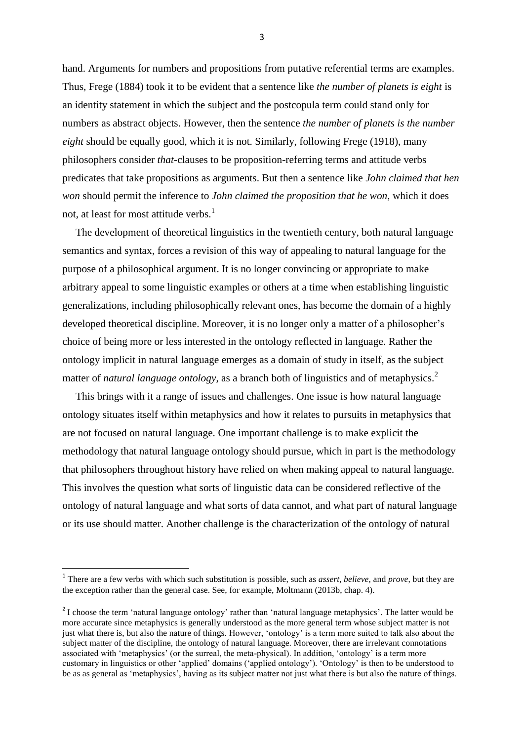hand. Arguments for numbers and propositions from putative referential terms are examples. Thus, Frege (1884) took it to be evident that a sentence like *the number of planets is eight* is an identity statement in which the subject and the postcopula term could stand only for numbers as abstract objects. However, then the sentence *the number of planets is the number eight* should be equally good, which it is not. Similarly, following Frege (1918), many philosophers consider *that*-clauses to be proposition-referring terms and attitude verbs predicates that take propositions as arguments. But then a sentence like *John claimed that hen won* should permit the inference to *John claimed the proposition that he won*, which it does not, at least for most attitude verbs.[1]

The development of theoretical linguistics in the twentieth century, both natural language semantics and syntax, forces a revision of this way of appealing to natural language for the purpose of a philosophical argument. It is no longer convincing or appropriate to make arbitrary appeal to some linguistic examples or others at a time when establishing linguistic generalizations, including philosophically relevant ones, has become the domain of a highly developed theoretical discipline. Moreover, it is no longer only a matter of a philosopher's choice of being more or less interested in the ontology reflected in language. Rather the ontology implicit in natural language emerges as a domain of study in itself, as the subject matter of *natural language ontology*, as a branch both of linguistics and of metaphysics.[2]

This brings with it a range of issues and challenges. One issue is how natural language ontology situates itself within metaphysics and how it relates to pursuits in metaphysics that are not focused on natural language. One important challenge is to make explicit the methodology that natural language ontology should pursue, which in part is the methodology that philosophers throughout history have relied on when making appeal to natural language. This involves the question what sorts of linguistic data can be considered reflective of the ontology of natural language and what sorts of data cannot, and what part of natural language or its use should matter. Another challenge is the characterization of the ontology of natural

---

[1] There are a few verbs with which such substitution is possible, such as *assert*, *believe*, and *prove*, but they are the exception rather than the general case. See, for example, Moltmann (2013b, chap. 4).

[2] I choose the term 'natural language ontology' rather than 'natural language metaphysics'. The latter would be more accurate since metaphysics is generally understood as the more general term whose subject matter is not just what there is, but also the nature of things. However, 'ontology' is a term more suited to talk also about the subject matter of the discipline, the ontology of natural language. Moreover, there are irrelevant connotations associated with 'metaphysics' (or the surreal, the meta-physical). In addition, 'ontology' is a term more customary in linguistics or other 'applied' domains ('applied ontology'). 'Ontology' is then to be understood to be as as general as 'metaphysics', having as its subject matter not just what there is but also the nature of things.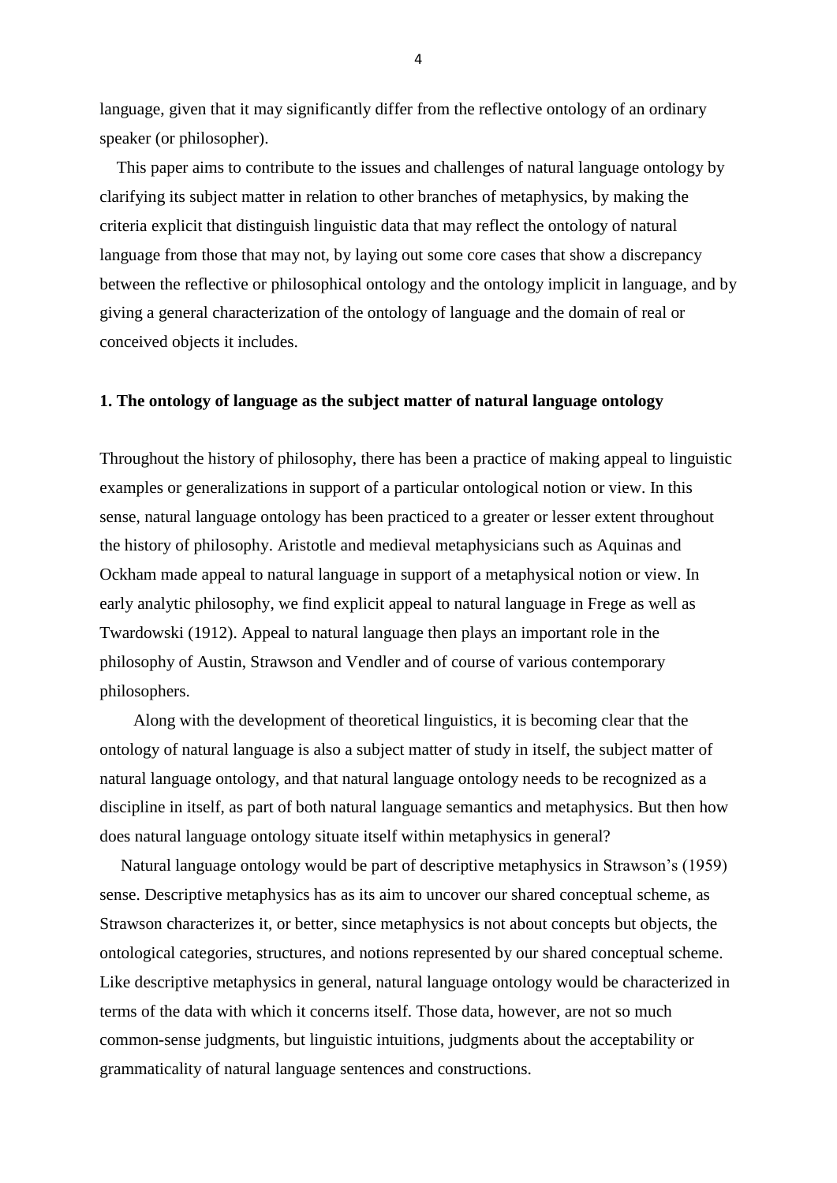language, given that it may significantly differ from the reflective ontology of an ordinary speaker (or philosopher).

This paper aims to contribute to the issues and challenges of natural language ontology by clarifying its subject matter in relation to other branches of metaphysics, by making the criteria explicit that distinguish linguistic data that may reflect the ontology of natural language from those that may not, by laying out some core cases that show a discrepancy between the reflective or philosophical ontology and the ontology implicit in language, and by giving a general characterization of the ontology of language and the domain of real or conceived objects it includes.

## 1. The ontology of language as the subject matter of natural language ontology

Throughout the history of philosophy, there has been a practice of making appeal to linguistic examples or generalizations in support of a particular ontological notion or view. In this sense, natural language ontology has been practiced to a greater or lesser extent throughout the history of philosophy. Aristotle and medieval metaphysicians such as Aquinas and Ockham made appeal to natural language in support of a metaphysical notion or view. In early analytic philosophy, we find explicit appeal to natural language in Frege as well as Twardowski (1912). Appeal to natural language then plays an important role in the philosophy of Austin, Strawson and Vendler and of course of various contemporary philosophers.

Along with the development of theoretical linguistics, it is becoming clear that the ontology of natural language is also a subject matter of study in itself, the subject matter of natural language ontology, and that natural language ontology needs to be recognized as a discipline in itself, as part of both natural language semantics and metaphysics. But then how does natural language ontology situate itself within metaphysics in general?

Natural language ontology would be part of descriptive metaphysics in Strawson's (1959) sense. Descriptive metaphysics has as its aim to uncover our shared conceptual scheme, as Strawson characterizes it, or better, since metaphysics is not about concepts but objects, the ontological categories, structures, and notions represented by our shared conceptual scheme. Like descriptive metaphysics in general, natural language ontology would be characterized in terms of the data with which it concerns itself. Those data, however, are not so much common-sense judgments, but linguistic intuitions, judgments about the acceptability or grammaticality of natural language sentences and constructions.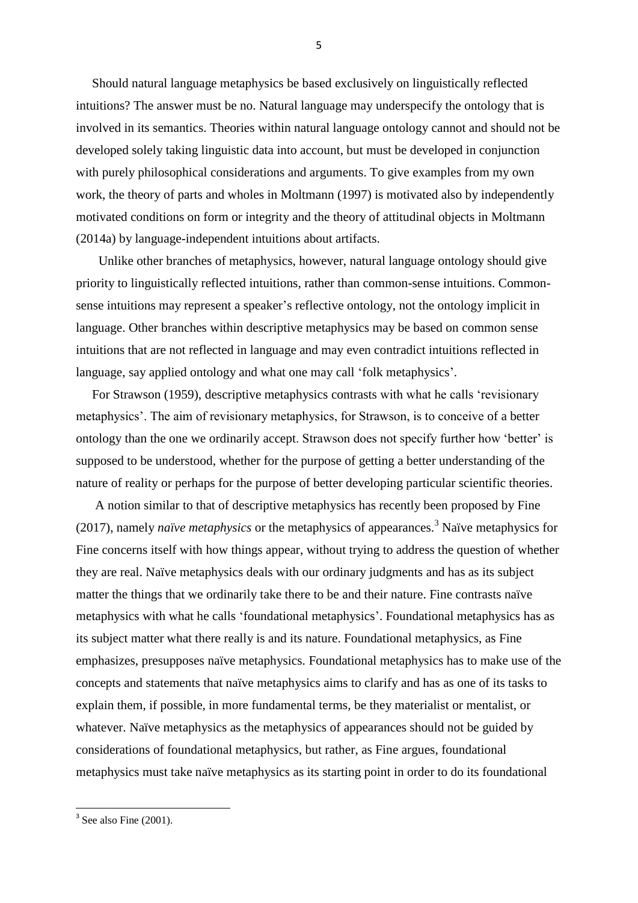Should natural language metaphysics be based exclusively on linguistically reflected intuitions? The answer must be no. Natural language may underspecify the ontology that is involved in its semantics. Theories within natural language ontology cannot and should not be developed solely taking linguistic data into account, but must be developed in conjunction with purely philosophical considerations and arguments. To give examples from my own work, the theory of parts and wholes in Moltmann (1997) is motivated also by independently motivated conditions on form or integrity and the theory of attitudinal objects in Moltmann (2014a) by language-independent intuitions about artifacts.

Unlike other branches of metaphysics, however, natural language ontology should give priority to linguistically reflected intuitions, rather than common-sense intuitions. Common-sense intuitions may represent a speaker's reflective ontology, not the ontology implicit in language. Other branches within descriptive metaphysics may be based on common sense intuitions that are not reflected in language and may even contradict intuitions reflected in language, say applied ontology and what one may call 'folk metaphysics'.

For Strawson (1959), descriptive metaphysics contrasts with what he calls 'revisionary metaphysics'. The aim of revisionary metaphysics, for Strawson, is to conceive of a better ontology than the one we ordinarily accept. Strawson does not specify further how 'better' is supposed to be understood, whether for the purpose of getting a better understanding of the nature of reality or perhaps for the purpose of better developing particular scientific theories.

A notion similar to that of descriptive metaphysics has recently been proposed by Fine (2017), namely *naïve metaphysics* or the metaphysics of appearances.[3] Naïve metaphysics for Fine concerns itself with how things appear, without trying to address the question of whether they are real. Naïve metaphysics deals with our ordinary judgments and has as its subject matter the things that we ordinarily take there to be and their nature. Fine contrasts naïve metaphysics with what he calls 'foundational metaphysics'. Foundational metaphysics has as its subject matter what there really is and its nature. Foundational metaphysics, as Fine emphasizes, presupposes naïve metaphysics. Foundational metaphysics has to make use of the concepts and statements that naïve metaphysics aims to clarify and has as one of its tasks to explain them, if possible, in more fundamental terms, be they materialist or mentalist, or whatever. Naïve metaphysics as the metaphysics of appearances should not be guided by considerations of foundational metaphysics, but rather, as Fine argues, foundational metaphysics must take naïve metaphysics as its starting point in order to do its foundational

[3] See also Fine (2001).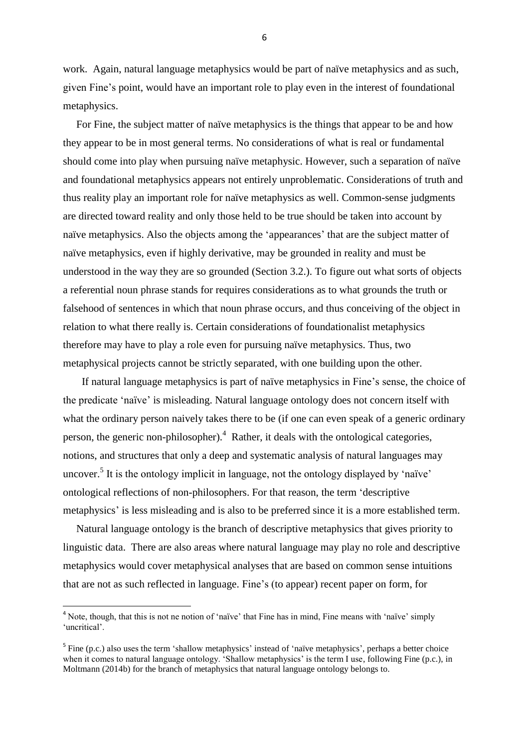work. Again, natural language metaphysics would be part of naïve metaphysics and as such, given Fine's point, would have an important role to play even in the interest of foundational metaphysics.

For Fine, the subject matter of naïve metaphysics is the things that appear to be and how they appear to be in most general terms. No considerations of what is real or fundamental should come into play when pursuing naïve metaphysic. However, such a separation of naïve and foundational metaphysics appears not entirely unproblematic. Considerations of truth and thus reality play an important role for naïve metaphysics as well. Common-sense judgments are directed toward reality and only those held to be true should be taken into account by naïve metaphysics. Also the objects among the 'appearances' that are the subject matter of naïve metaphysics, even if highly derivative, may be grounded in reality and must be understood in the way they are so grounded (Section 3.2.). To figure out what sorts of objects a referential noun phrase stands for requires considerations as to what grounds the truth or falsehood of sentences in which that noun phrase occurs, and thus conceiving of the object in relation to what there really is. Certain considerations of foundationalist metaphysics therefore may have to play a role even for pursuing naïve metaphysics. Thus, two metaphysical projects cannot be strictly separated, with one building upon the other.

If natural language metaphysics is part of naïve metaphysics in Fine's sense, the choice of the predicate 'naïve' is misleading. Natural language ontology does not concern itself with what the ordinary person naively takes there to be (if one can even speak of a generic ordinary person, the generic non-philosopher).[4] Rather, it deals with the ontological categories, notions, and structures that only a deep and systematic analysis of natural languages may uncover.[5] It is the ontology implicit in language, not the ontology displayed by 'naïve' ontological reflections of non-philosophers. For that reason, the term 'descriptive metaphysics' is less misleading and is also to be preferred since it is a more established term.

Natural language ontology is the branch of descriptive metaphysics that gives priority to linguistic data. There are also areas where natural language may play no role and descriptive metaphysics would cover metaphysical analyses that are based on common sense intuitions that are not as such reflected in language. Fine's (to appear) recent paper on form, for

---

[4] Note, though, that this is not ne notion of 'naïve' that Fine has in mind, Fine means with 'naïve' simply 'uncritical'.

[5] Fine (p.c.) also uses the term 'shallow metaphysics' instead of 'naïve metaphysics', perhaps a better choice when it comes to natural language ontology. 'Shallow metaphysics' is the term I use, following Fine (p.c.), in Moltmann (2014b) for the branch of metaphysics that natural language ontology belongs to.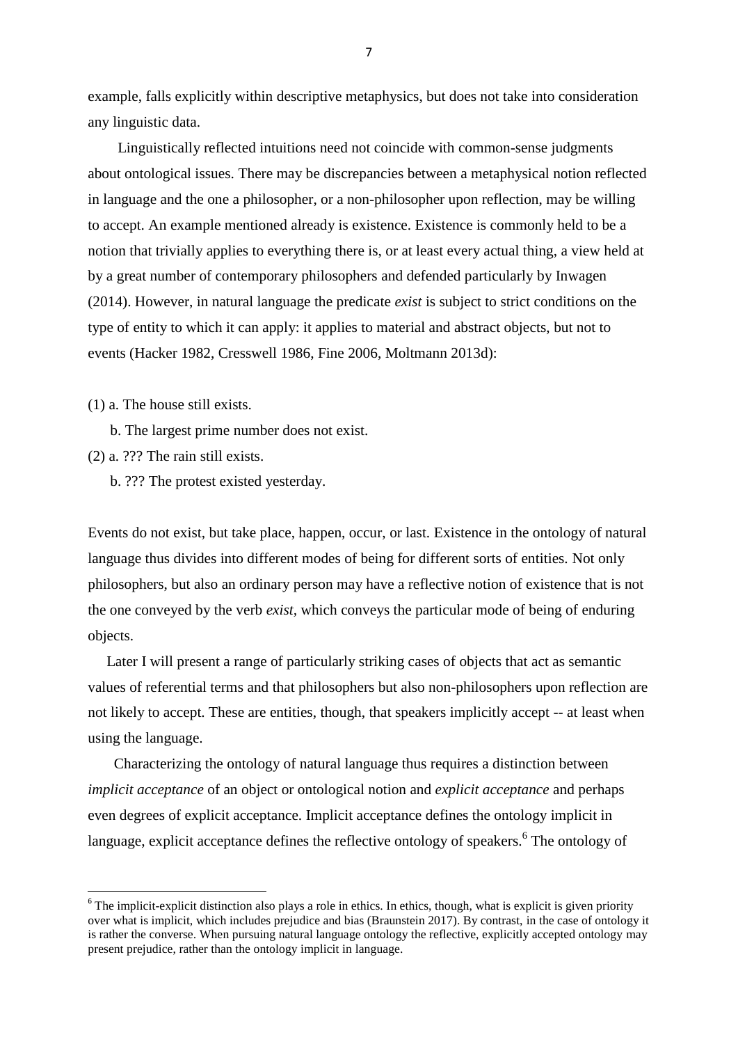example, falls explicitly within descriptive metaphysics, but does not take into consideration any linguistic data.

Linguistically reflected intuitions need not coincide with common-sense judgments about ontological issues. There may be discrepancies between a metaphysical notion reflected in language and the one a philosopher, or a non-philosopher upon reflection, may be willing to accept. An example mentioned already is existence. Existence is commonly held to be a notion that trivially applies to everything there is, or at least every actual thing, a view held at by a great number of contemporary philosophers and defended particularly by Inwagen (2014). However, in natural language the predicate *exist* is subject to strict conditions on the type of entity to which it can apply: it applies to material and abstract objects, but not to events (Hacker 1982, Cresswell 1986, Fine 2006, Moltmann 2013d):

(1) a. The house still exists.

b. The largest prime number does not exist.

(2) a. ??? The rain still exists.

b. ??? The protest existed yesterday.

Events do not exist, but take place, happen, occur, or last. Existence in the ontology of natural language thus divides into different modes of being for different sorts of entities. Not only philosophers, but also an ordinary person may have a reflective notion of existence that is not the one conveyed by the verb *exist*, which conveys the particular mode of being of enduring objects.

Later I will present a range of particularly striking cases of objects that act as semantic values of referential terms and that philosophers but also non-philosophers upon reflection are not likely to accept. These are entities, though, that speakers implicitly accept -- at least when using the language.

Characterizing the ontology of natural language thus requires a distinction between *implicit acceptance* of an object or ontological notion and *explicit acceptance* and perhaps even degrees of explicit acceptance. Implicit acceptance defines the ontology implicit in language, explicit acceptance defines the reflective ontology of speakers.[6] The ontology of

[6] The implicit-explicit distinction also plays a role in ethics. In ethics, though, what is explicit is given priority over what is implicit, which includes prejudice and bias (Braunstein 2017). By contrast, in the case of ontology it is rather the converse. When pursuing natural language ontology the reflective, explicitly accepted ontology may present prejudice, rather than the ontology implicit in language.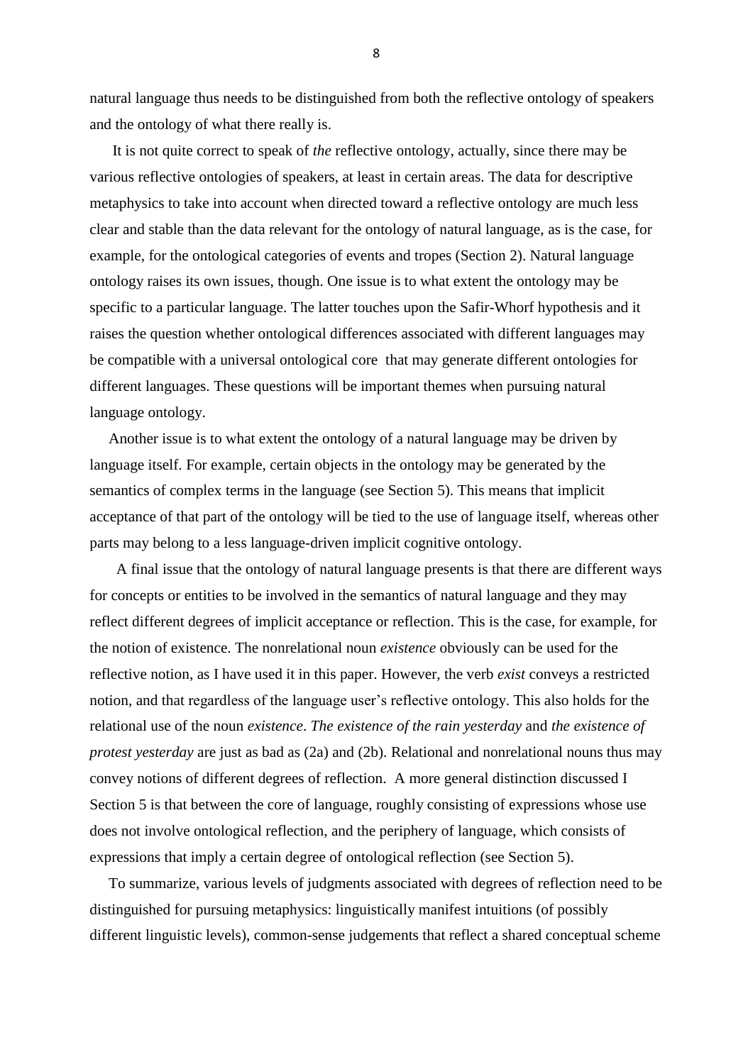natural language thus needs to be distinguished from both the reflective ontology of speakers and the ontology of what there really is.

It is not quite correct to speak of *the* reflective ontology, actually, since there may be various reflective ontologies of speakers, at least in certain areas. The data for descriptive metaphysics to take into account when directed toward a reflective ontology are much less clear and stable than the data relevant for the ontology of natural language, as is the case, for example, for the ontological categories of events and tropes (Section 2). Natural language ontology raises its own issues, though. One issue is to what extent the ontology may be specific to a particular language. The latter touches upon the Safir-Whorf hypothesis and it raises the question whether ontological differences associated with different languages may be compatible with a universal ontological core that may generate different ontologies for different languages. These questions will be important themes when pursuing natural language ontology.

Another issue is to what extent the ontology of a natural language may be driven by language itself. For example, certain objects in the ontology may be generated by the semantics of complex terms in the language (see Section 5). This means that implicit acceptance of that part of the ontology will be tied to the use of language itself, whereas other parts may belong to a less language-driven implicit cognitive ontology.

A final issue that the ontology of natural language presents is that there are different ways for concepts or entities to be involved in the semantics of natural language and they may reflect different degrees of implicit acceptance or reflection. This is the case, for example, for the notion of existence. The nonrelational noun *existence* obviously can be used for the reflective notion, as I have used it in this paper. However, the verb *exist* conveys a restricted notion, and that regardless of the language user's reflective ontology. This also holds for the relational use of the noun *existence*. *The existence of the rain yesterday* and *the existence of protest yesterday* are just as bad as (2a) and (2b). Relational and nonrelational nouns thus may convey notions of different degrees of reflection. A more general distinction discussed I Section 5 is that between the core of language, roughly consisting of expressions whose use does not involve ontological reflection, and the periphery of language, which consists of expressions that imply a certain degree of ontological reflection (see Section 5).

To summarize, various levels of judgments associated with degrees of reflection need to be distinguished for pursuing metaphysics: linguistically manifest intuitions (of possibly different linguistic levels), common-sense judgements that reflect a shared conceptual scheme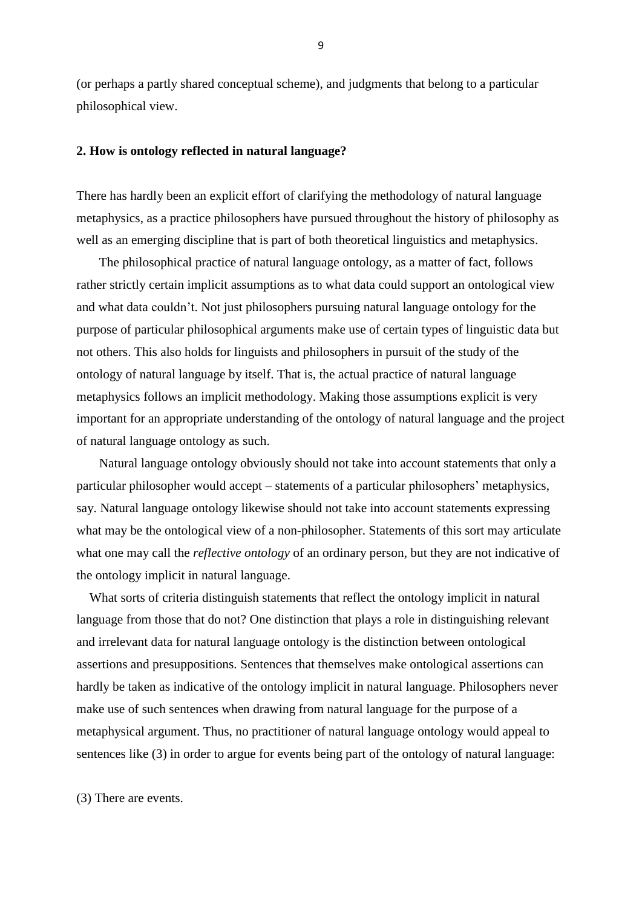(or perhaps a partly shared conceptual scheme), and judgments that belong to a particular philosophical view.

**2. How is ontology reflected in natural language?**

There has hardly been an explicit effort of clarifying the methodology of natural language metaphysics, as a practice philosophers have pursued throughout the history of philosophy as well as an emerging discipline that is part of both theoretical linguistics and metaphysics.

The philosophical practice of natural language ontology, as a matter of fact, follows rather strictly certain implicit assumptions as to what data could support an ontological view and what data couldn't. Not just philosophers pursuing natural language ontology for the purpose of particular philosophical arguments make use of certain types of linguistic data but not others. This also holds for linguists and philosophers in pursuit of the study of the ontology of natural language by itself. That is, the actual practice of natural language metaphysics follows an implicit methodology. Making those assumptions explicit is very important for an appropriate understanding of the ontology of natural language and the project of natural language ontology as such.

Natural language ontology obviously should not take into account statements that only a particular philosopher would accept – statements of a particular philosophers' metaphysics, say. Natural language ontology likewise should not take into account statements expressing what may be the ontological view of a non-philosopher. Statements of this sort may articulate what one may call the *reflective ontology* of an ordinary person, but they are not indicative of the ontology implicit in natural language.

What sorts of criteria distinguish statements that reflect the ontology implicit in natural language from those that do not? One distinction that plays a role in distinguishing relevant and irrelevant data for natural language ontology is the distinction between ontological assertions and presuppositions. Sentences that themselves make ontological assertions can hardly be taken as indicative of the ontology implicit in natural language. Philosophers never make use of such sentences when drawing from natural language for the purpose of a metaphysical argument. Thus, no practitioner of natural language ontology would appeal to sentences like (3) in order to argue for events being part of the ontology of natural language:

(3) There are events.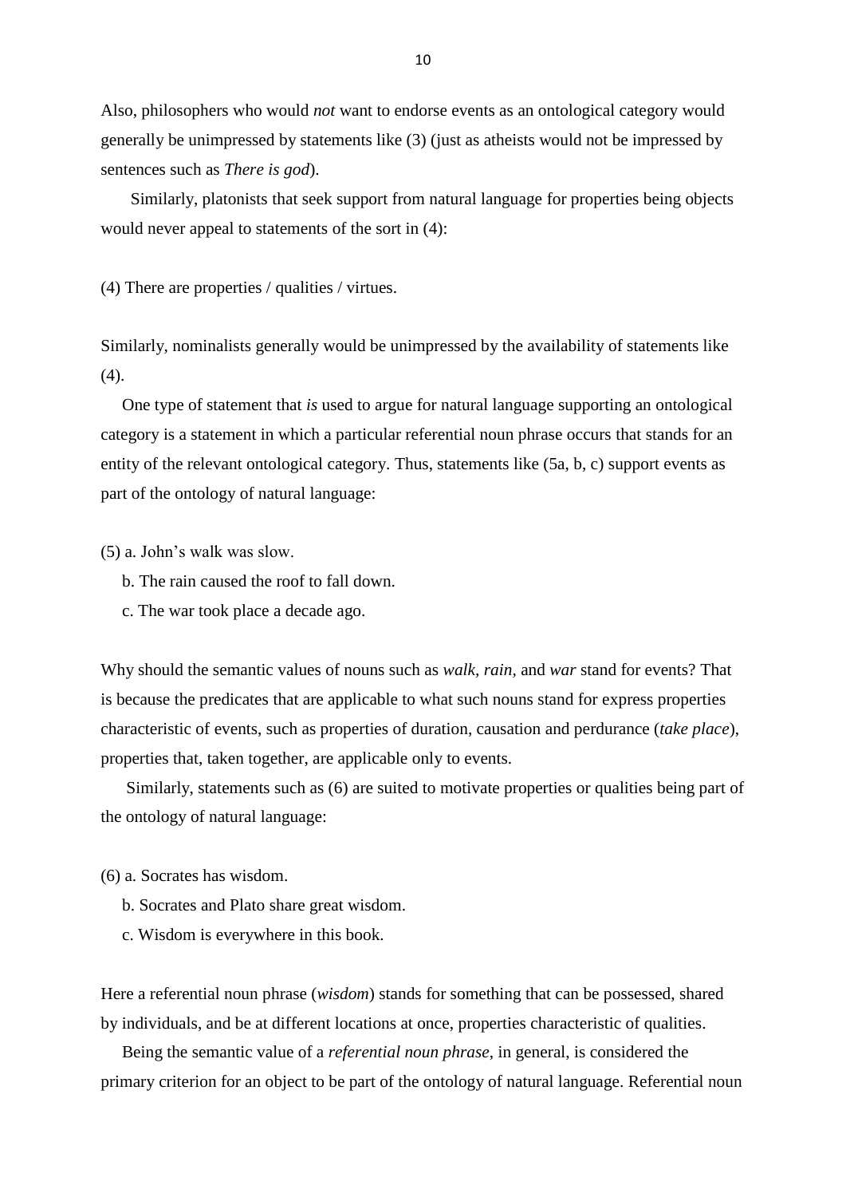Also, philosophers who would *not* want to endorse events as an ontological category would generally be unimpressed by statements like (3) (just as atheists would not be impressed by sentences such as *There is god*).

Similarly, platonists that seek support from natural language for properties being objects would never appeal to statements of the sort in (4):

(4) There are properties / qualities / virtues.

Similarly, nominalists generally would be unimpressed by the availability of statements like (4).

One type of statement that *is* used to argue for natural language supporting an ontological category is a statement in which a particular referential noun phrase occurs that stands for an entity of the relevant ontological category. Thus, statements like (5a, b, c) support events as part of the ontology of natural language:

(5) a. John's walk was slow.

b. The rain caused the roof to fall down.

c. The war took place a decade ago.

Why should the semantic values of nouns such as *walk*, *rain*, and *war* stand for events? That is because the predicates that are applicable to what such nouns stand for express properties characteristic of events, such as properties of duration, causation and perdurance (*take place*), properties that, taken together, are applicable only to events.

Similarly, statements such as (6) are suited to motivate properties or qualities being part of the ontology of natural language:

(6) a. Socrates has wisdom.

b. Socrates and Plato share great wisdom.

c. Wisdom is everywhere in this book.

Here a referential noun phrase (*wisdom*) stands for something that can be possessed, shared by individuals, and be at different locations at once, properties characteristic of qualities.

Being the semantic value of a *referential noun phrase*, in general, is considered the primary criterion for an object to be part of the ontology of natural language. Referential noun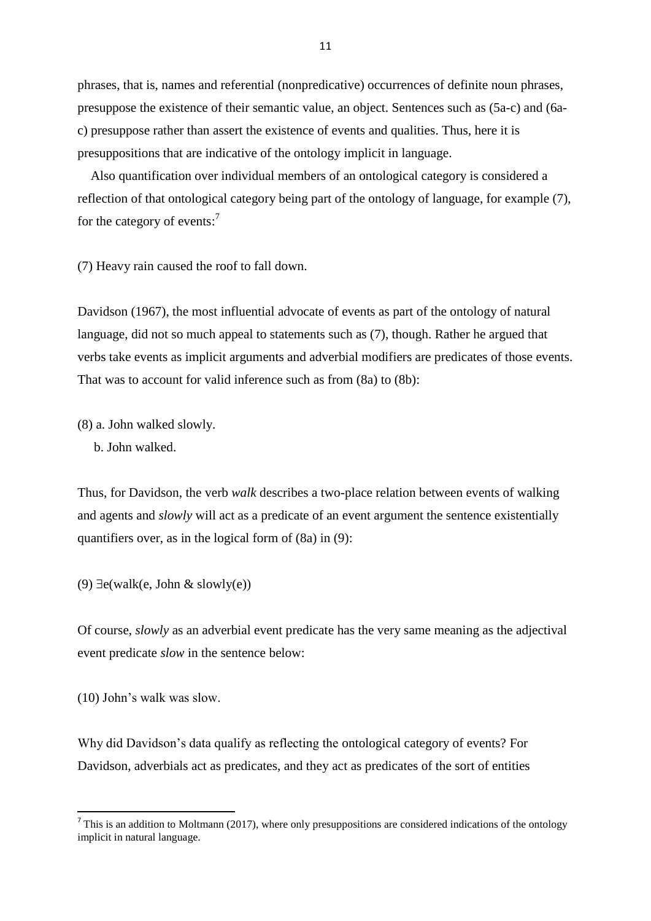phrases, that is, names and referential (nonpredicative) occurrences of definite noun phrases, presuppose the existence of their semantic value, an object. Sentences such as (5a-c) and (6a-c) presuppose rather than assert the existence of events and qualities. Thus, here it is presuppositions that are indicative of the ontology implicit in language.

Also quantification over individual members of an ontological category is considered a reflection of that ontological category being part of the ontology of language, for example (7), for the category of events:[7]

(7) Heavy rain caused the roof to fall down.

Davidson (1967), the most influential advocate of events as part of the ontology of natural language, did not so much appeal to statements such as (7), though. Rather he argued that verbs take events as implicit arguments and adverbial modifiers are predicates of those events. That was to account for valid inference such as from (8a) to (8b):

(8) a. John walked slowly.
   b. John walked.

Thus, for Davidson, the verb *walk* describes a two-place relation between events of walking and agents and *slowly* will act as a predicate of an event argument the sentence existentially quantifiers over, as in the logical form of (8a) in (9):

(9) ∃e(walk(e, John & slowly(e))

Of course, *slowly* as an adverbial event predicate has the very same meaning as the adjectival event predicate *slow* in the sentence below:

(10) John's walk was slow.

Why did Davidson's data qualify as reflecting the ontological category of events? For Davidson, adverbials act as predicates, and they act as predicates of the sort of entities

[7] This is an addition to Moltmann (2017), where only presuppositions are considered indications of the ontology implicit in natural language.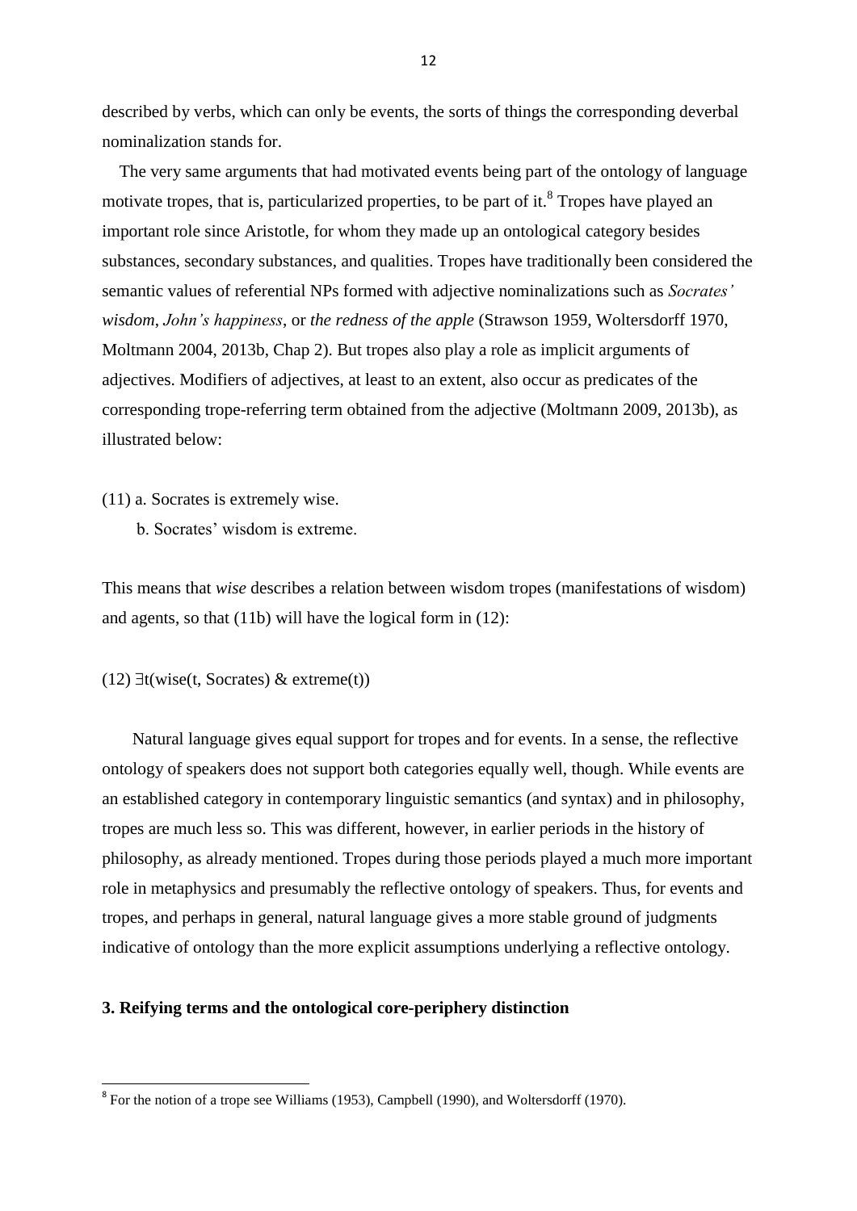described by verbs, which can only be events, the sorts of things the corresponding deverbal nominalization stands for.

The very same arguments that had motivated events being part of the ontology of language motivate tropes, that is, particularized properties, to be part of it.[8] Tropes have played an important role since Aristotle, for whom they made up an ontological category besides substances, secondary substances, and qualities. Tropes have traditionally been considered the semantic values of referential NPs formed with adjective nominalizations such as *Socrates' wisdom*, *John's happiness*, or *the redness of the apple* (Strawson 1959, Woltersdorff 1970, Moltmann 2004, 2013b, Chap 2). But tropes also play a role as implicit arguments of adjectives. Modifiers of adjectives, at least to an extent, also occur as predicates of the corresponding trope-referring term obtained from the adjective (Moltmann 2009, 2013b), as illustrated below:

(11) a. Socrates is extremely wise.

b. Socrates' wisdom is extreme.

This means that *wise* describes a relation between wisdom tropes (manifestations of wisdom) and agents, so that (11b) will have the logical form in (12):

(12) $\exists t(\text{wise}(t, \text{Socrates}) \ \& \ \text{extreme}(t))$

Natural language gives equal support for tropes and for events. In a sense, the reflective ontology of speakers does not support both categories equally well, though. While events are an established category in contemporary linguistic semantics (and syntax) and in philosophy, tropes are much less so. This was different, however, in earlier periods in the history of philosophy, as already mentioned. Tropes during those periods played a much more important role in metaphysics and presumably the reflective ontology of speakers. Thus, for events and tropes, and perhaps in general, natural language gives a more stable ground of judgments indicative of ontology than the more explicit assumptions underlying a reflective ontology.

## 3. Reifying terms and the ontological core-periphery distinction

[8] For the notion of a trope see Williams (1953), Campbell (1990), and Woltersdorff (1970).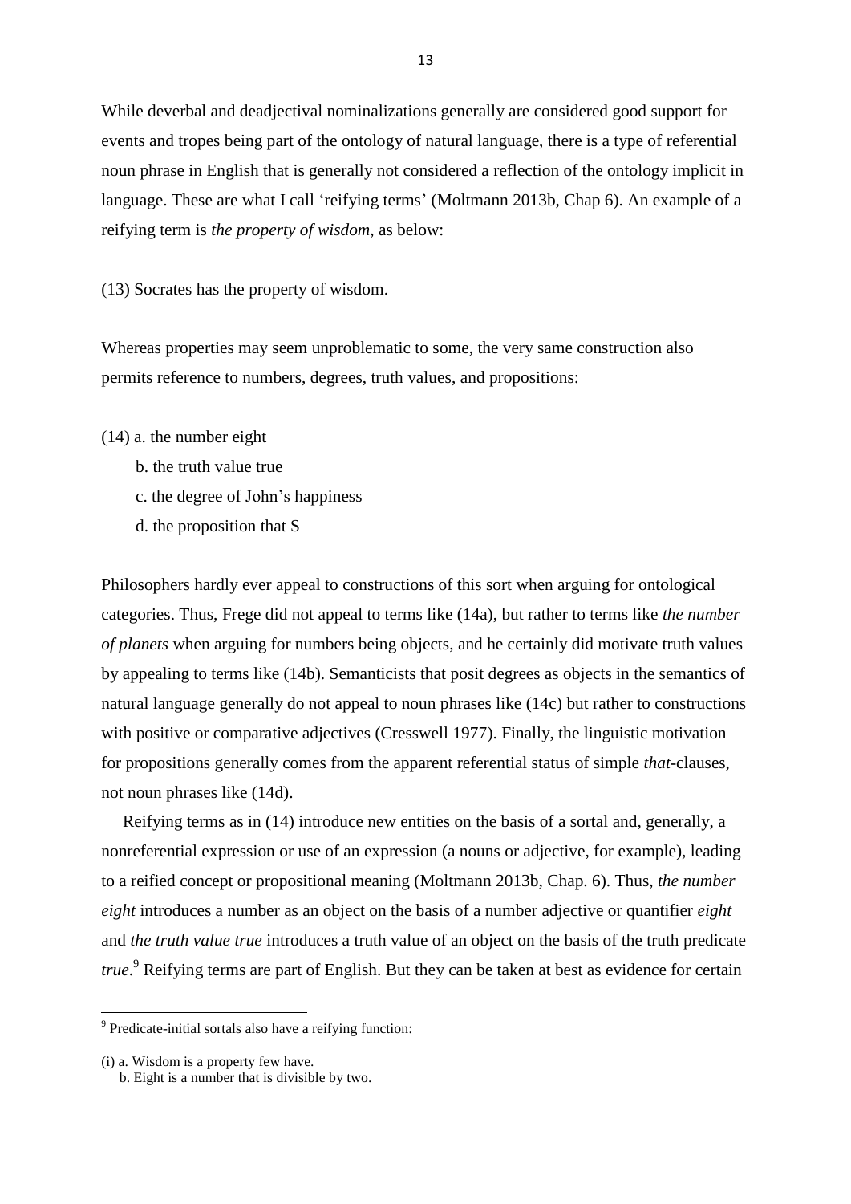While deverbal and deadjectival nominalizations generally are considered good support for events and tropes being part of the ontology of natural language, there is a type of referential noun phrase in English that is generally not considered a reflection of the ontology implicit in language. These are what I call 'reifying terms' (Moltmann 2013b, Chap 6). An example of a reifying term is *the property of wisdom*, as below:

(13) Socrates has the property of wisdom.

Whereas properties may seem unproblematic to some, the very same construction also permits reference to numbers, degrees, truth values, and propositions:

(14) a. the number eight

  b. the truth value true

  c. the degree of John's happiness

  d. the proposition that S

Philosophers hardly ever appeal to constructions of this sort when arguing for ontological categories. Thus, Frege did not appeal to terms like (14a), but rather to terms like *the number of planets* when arguing for numbers being objects, and he certainly did motivate truth values by appealing to terms like (14b). Semanticists that posit degrees as objects in the semantics of natural language generally do not appeal to noun phrases like (14c) but rather to constructions with positive or comparative adjectives (Cresswell 1977). Finally, the linguistic motivation for propositions generally comes from the apparent referential status of simple *that*-clauses, not noun phrases like (14d).

Reifying terms as in (14) introduce new entities on the basis of a sortal and, generally, a nonreferential expression or use of an expression (a nouns or adjective, for example), leading to a reified concept or propositional meaning (Moltmann 2013b, Chap. 6). Thus, *the number eight* introduces a number as an object on the basis of a number adjective or quantifier *eight* and *the truth value true* introduces a truth value of an object on the basis of the truth predicate *true*.[9] Reifying terms are part of English. But they can be taken at best as evidence for certain

---

[9] Predicate-initial sortals also have a reifying function:

(i) a. Wisdom is a property few have.
  b. Eight is a number that is divisible by two.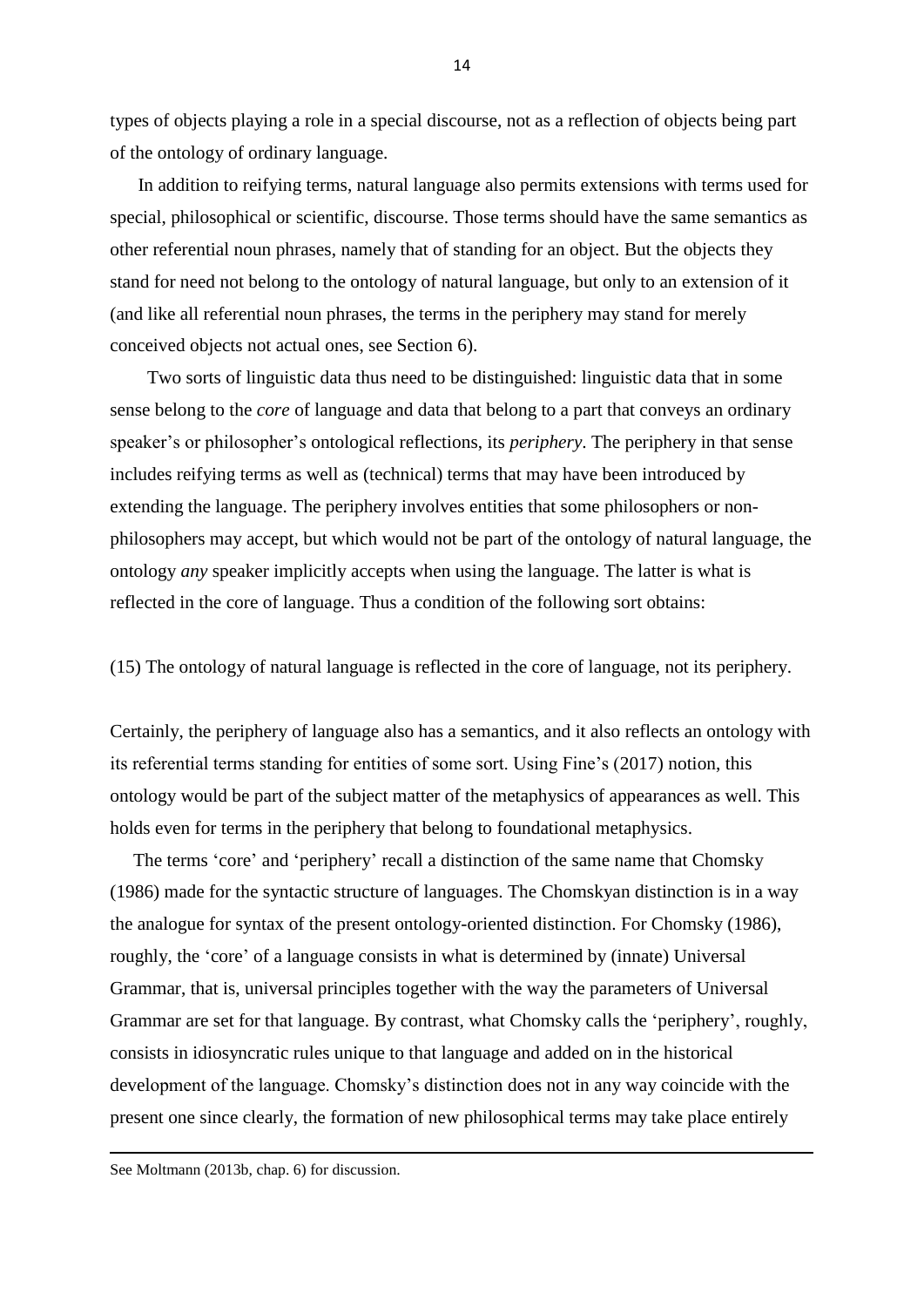types of objects playing a role in a special discourse, not as a reflection of objects being part of the ontology of ordinary language.

In addition to reifying terms, natural language also permits extensions with terms used for special, philosophical or scientific, discourse. Those terms should have the same semantics as other referential noun phrases, namely that of standing for an object. But the objects they stand for need not belong to the ontology of natural language, but only to an extension of it (and like all referential noun phrases, the terms in the periphery may stand for merely conceived objects not actual ones, see Section 6).

Two sorts of linguistic data thus need to be distinguished: linguistic data that in some sense belong to the *core* of language and data that belong to a part that conveys an ordinary speaker's or philosopher's ontological reflections, its *periphery*. The periphery in that sense includes reifying terms as well as (technical) terms that may have been introduced by extending the language. The periphery involves entities that some philosophers or non-philosophers may accept, but which would not be part of the ontology of natural language, the ontology *any* speaker implicitly accepts when using the language. The latter is what is reflected in the core of language. Thus a condition of the following sort obtains:

(15) The ontology of natural language is reflected in the core of language, not its periphery.

Certainly, the periphery of language also has a semantics, and it also reflects an ontology with its referential terms standing for entities of some sort. Using Fine's (2017) notion, this ontology would be part of the subject matter of the metaphysics of appearances as well. This holds even for terms in the periphery that belong to foundational metaphysics.

The terms 'core' and 'periphery' recall a distinction of the same name that Chomsky (1986) made for the syntactic structure of languages. The Chomskyan distinction is in a way the analogue for syntax of the present ontology-oriented distinction. For Chomsky (1986), roughly, the 'core' of a language consists in what is determined by (innate) Universal Grammar, that is, universal principles together with the way the parameters of Universal Grammar are set for that language. By contrast, what Chomsky calls the 'periphery', roughly, consists in idiosyncratic rules unique to that language and added on in the historical development of the language. Chomsky's distinction does not in any way coincide with the present one since clearly, the formation of new philosophical terms may take place entirely

See Moltmann (2013b, chap. 6) for discussion.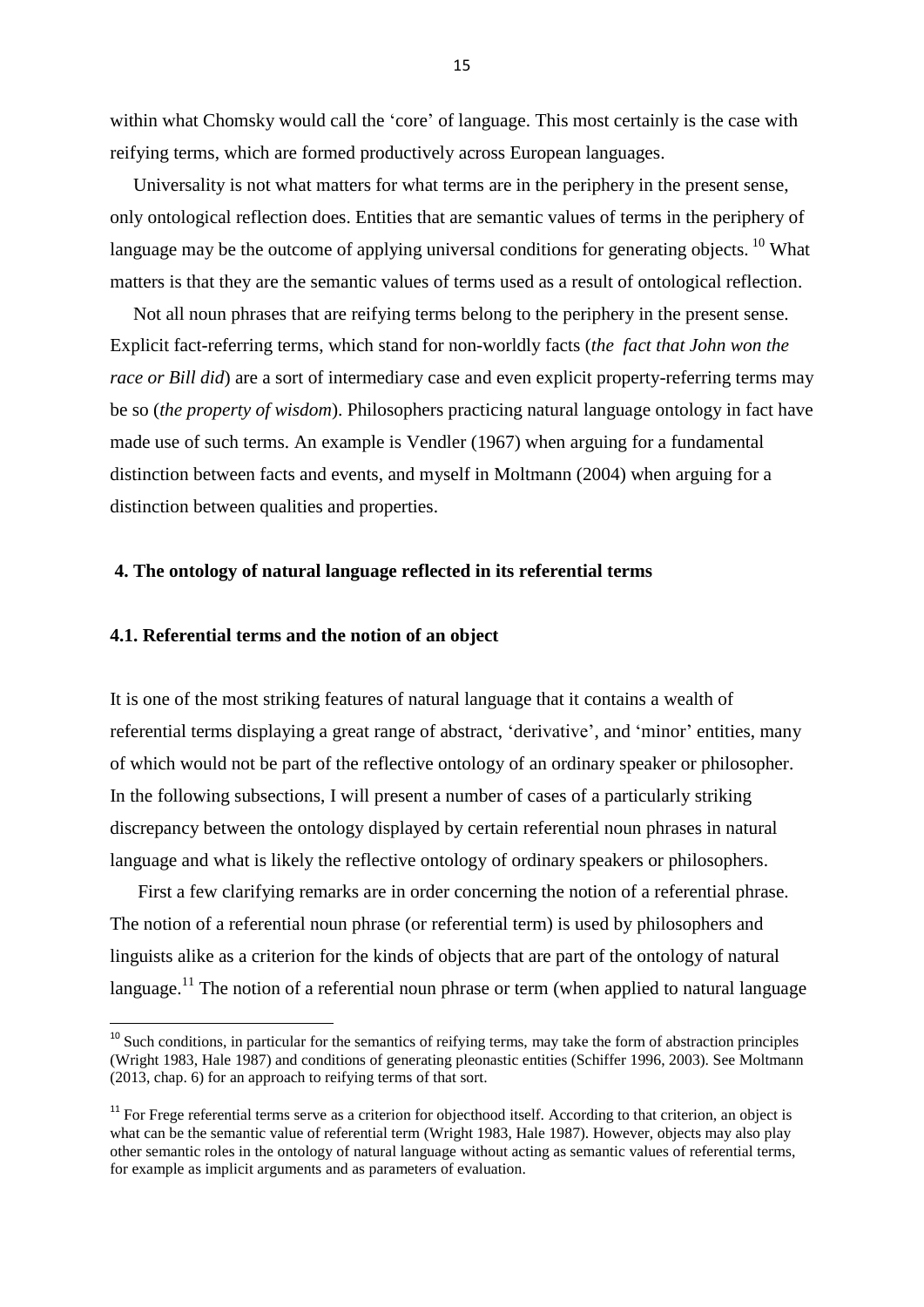within what Chomsky would call the 'core' of language. This most certainly is the case with reifying terms, which are formed productively across European languages.

Universality is not what matters for what terms are in the periphery in the present sense, only ontological reflection does. Entities that are semantic values of terms in the periphery of language may be the outcome of applying universal conditions for generating objects. [10] What matters is that they are the semantic values of terms used as a result of ontological reflection.

Not all noun phrases that are reifying terms belong to the periphery in the present sense. Explicit fact-referring terms, which stand for non-worldly facts (*the fact that John won the race or Bill did*) are a sort of intermediary case and even explicit property-referring terms may be so (*the property of wisdom*). Philosophers practicing natural language ontology in fact have made use of such terms. An example is Vendler (1967) when arguing for a fundamental distinction between facts and events, and myself in Moltmann (2004) when arguing for a distinction between qualities and properties.

## 4. The ontology of natural language reflected in its referential terms

### 4.1. Referential terms and the notion of an object

It is one of the most striking features of natural language that it contains a wealth of referential terms displaying a great range of abstract, 'derivative', and 'minor' entities, many of which would not be part of the reflective ontology of an ordinary speaker or philosopher. In the following subsections, I will present a number of cases of a particularly striking discrepancy between the ontology displayed by certain referential noun phrases in natural language and what is likely the reflective ontology of ordinary speakers or philosophers.

First a few clarifying remarks are in order concerning the notion of a referential phrase. The notion of a referential noun phrase (or referential term) is used by philosophers and linguists alike as a criterion for the kinds of objects that are part of the ontology of natural language.[11] The notion of a referential noun phrase or term (when applied to natural language

---

[10] Such conditions, in particular for the semantics of reifying terms, may take the form of abstraction principles (Wright 1983, Hale 1987) and conditions of generating pleonastic entities (Schiffer 1996, 2003). See Moltmann (2013, chap. 6) for an approach to reifying terms of that sort.

[11] For Frege referential terms serve as a criterion for objecthood itself. According to that criterion, an object is what can be the semantic value of referential term (Wright 1983, Hale 1987). However, objects may also play other semantic roles in the ontology of natural language without acting as semantic values of referential terms, for example as implicit arguments and as parameters of evaluation.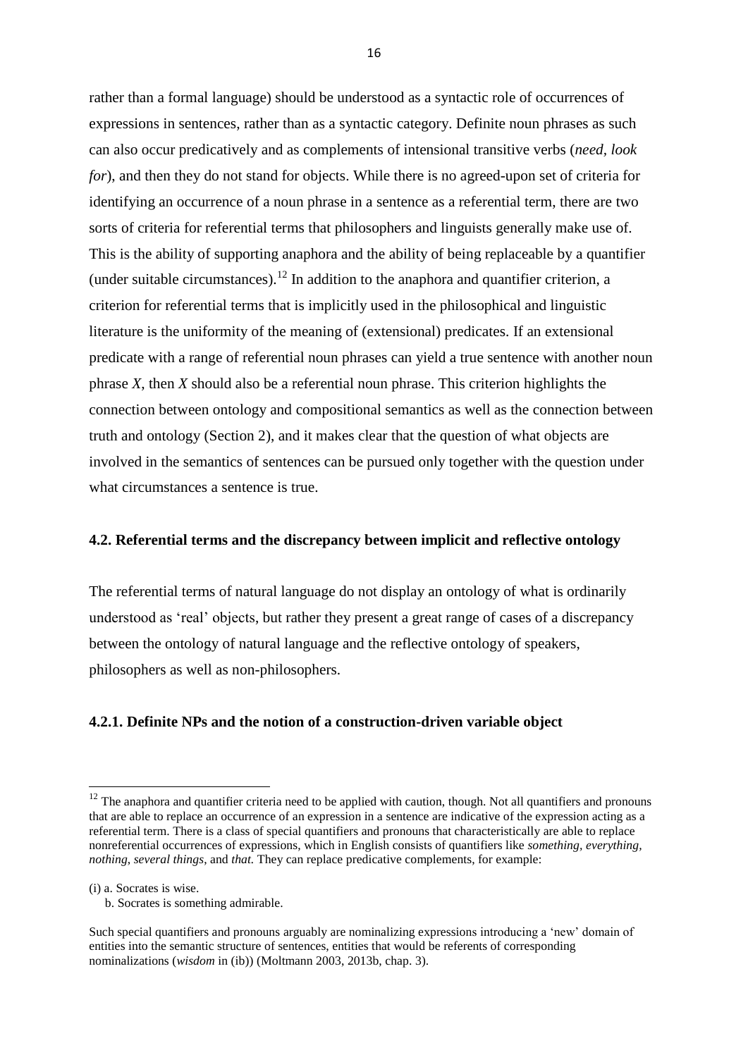rather than a formal language) should be understood as a syntactic role of occurrences of expressions in sentences, rather than as a syntactic category. Definite noun phrases as such can also occur predicatively and as complements of intensional transitive verbs (*need, look for*), and then they do not stand for objects. While there is no agreed-upon set of criteria for identifying an occurrence of a noun phrase in a sentence as a referential term, there are two sorts of criteria for referential terms that philosophers and linguists generally make use of. This is the ability of supporting anaphora and the ability of being replaceable by a quantifier (under suitable circumstances).[12] In addition to the anaphora and quantifier criterion, a criterion for referential terms that is implicitly used in the philosophical and linguistic literature is the uniformity of the meaning of (extensional) predicates. If an extensional predicate with a range of referential noun phrases can yield a true sentence with another noun phrase *X*, then *X* should also be a referential noun phrase. This criterion highlights the connection between ontology and compositional semantics as well as the connection between truth and ontology (Section 2), and it makes clear that the question of what objects are involved in the semantics of sentences can be pursued only together with the question under what circumstances a sentence is true.

### 4.2. Referential terms and the discrepancy between implicit and reflective ontology

The referential terms of natural language do not display an ontology of what is ordinarily understood as 'real' objects, but rather they present a great range of cases of a discrepancy between the ontology of natural language and the reflective ontology of speakers, philosophers as well as non-philosophers.

#### 4.2.1. Definite NPs and the notion of a construction-driven variable object

---

[12] The anaphora and quantifier criteria need to be applied with caution, though. Not all quantifiers and pronouns that are able to replace an occurrence of an expression in a sentence are indicative of the expression acting as a referential term. There is a class of special quantifiers and pronouns that characteristically are able to replace nonreferential occurrences of expressions, which in English consists of quantifiers like *something, everything, nothing, several things*, and *that.* They can replace predicative complements, for example:

(i) a. Socrates is wise.
    b. Socrates is something admirable.

Such special quantifiers and pronouns arguably are nominalizing expressions introducing a 'new' domain of entities into the semantic structure of sentences, entities that would be referents of corresponding nominalizations (*wisdom* in (ib)) (Moltmann 2003, 2013b, chap. 3).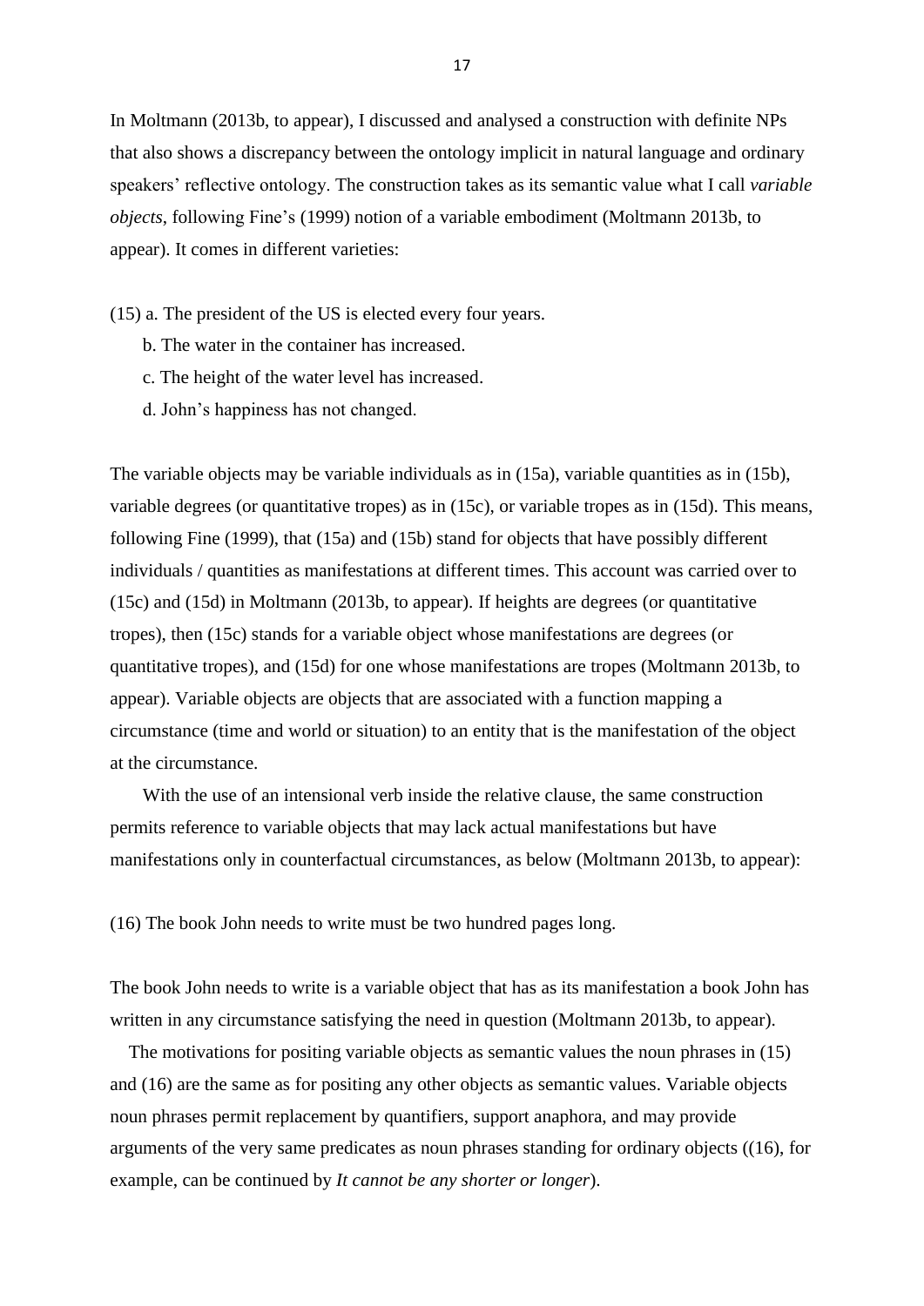In Moltmann (2013b, to appear), I discussed and analysed a construction with definite NPs that also shows a discrepancy between the ontology implicit in natural language and ordinary speakers' reflective ontology. The construction takes as its semantic value what I call *variable objects*, following Fine's (1999) notion of a variable embodiment (Moltmann 2013b, to appear). It comes in different varieties:

(15) a. The president of the US is elected every four years.

b. The water in the container has increased.

c. The height of the water level has increased.

d. John's happiness has not changed.

The variable objects may be variable individuals as in (15a), variable quantities as in (15b), variable degrees (or quantitative tropes) as in (15c), or variable tropes as in (15d). This means, following Fine (1999), that (15a) and (15b) stand for objects that have possibly different individuals / quantities as manifestations at different times. This account was carried over to (15c) and (15d) in Moltmann (2013b, to appear). If heights are degrees (or quantitative tropes), then (15c) stands for a variable object whose manifestations are degrees (or quantitative tropes), and (15d) for one whose manifestations are tropes (Moltmann 2013b, to appear). Variable objects are objects that are associated with a function mapping a circumstance (time and world or situation) to an entity that is the manifestation of the object at the circumstance.

With the use of an intensional verb inside the relative clause, the same construction permits reference to variable objects that may lack actual manifestations but have manifestations only in counterfactual circumstances, as below (Moltmann 2013b, to appear):

(16) The book John needs to write must be two hundred pages long.

The book John needs to write is a variable object that has as its manifestation a book John has written in any circumstance satisfying the need in question (Moltmann 2013b, to appear).

The motivations for positing variable objects as semantic values the noun phrases in (15) and (16) are the same as for positing any other objects as semantic values. Variable objects noun phrases permit replacement by quantifiers, support anaphora, and may provide arguments of the very same predicates as noun phrases standing for ordinary objects ((16), for example, can be continued by *It cannot be any shorter or longer*).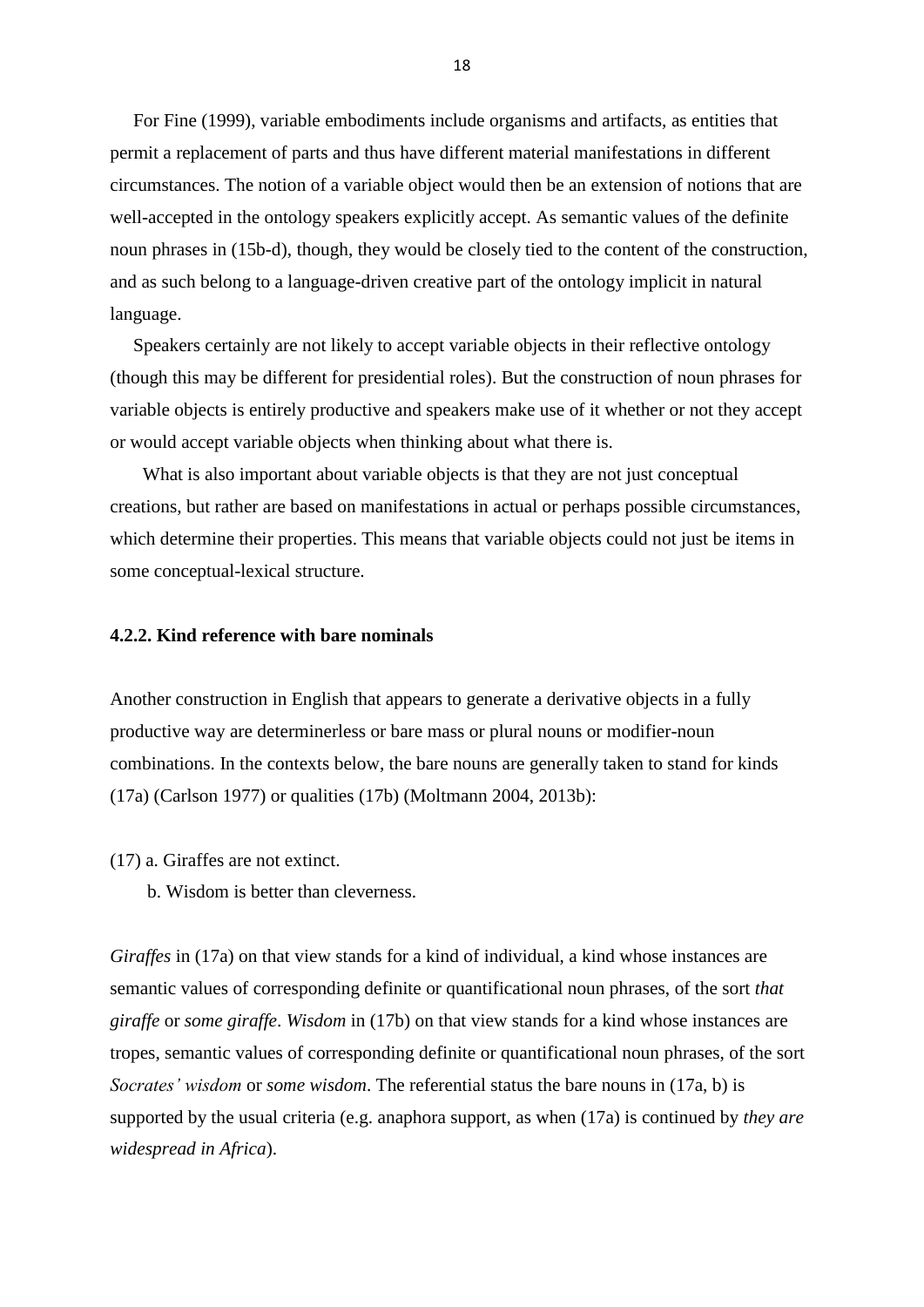For Fine (1999), variable embodiments include organisms and artifacts, as entities that permit a replacement of parts and thus have different material manifestations in different circumstances. The notion of a variable object would then be an extension of notions that are well-accepted in the ontology speakers explicitly accept. As semantic values of the definite noun phrases in (15b-d), though, they would be closely tied to the content of the construction, and as such belong to a language-driven creative part of the ontology implicit in natural language.

Speakers certainly are not likely to accept variable objects in their reflective ontology (though this may be different for presidential roles). But the construction of noun phrases for variable objects is entirely productive and speakers make use of it whether or not they accept or would accept variable objects when thinking about what there is.

What is also important about variable objects is that they are not just conceptual creations, but rather are based on manifestations in actual or perhaps possible circumstances, which determine their properties. This means that variable objects could not just be items in some conceptual-lexical structure.

### 4.2.2. Kind reference with bare nominals

Another construction in English that appears to generate a derivative objects in a fully productive way are determinerless or bare mass or plural nouns or modifier-noun combinations. In the contexts below, the bare nouns are generally taken to stand for kinds (17a) (Carlson 1977) or qualities (17b) (Moltmann 2004, 2013b):

(17) a. Giraffes are not extinct.

b. Wisdom is better than cleverness.

*Giraffes* in (17a) on that view stands for a kind of individual, a kind whose instances are semantic values of corresponding definite or quantificational noun phrases, of the sort *that giraffe* or *some giraffe*. *Wisdom* in (17b) on that view stands for a kind whose instances are tropes, semantic values of corresponding definite or quantificational noun phrases, of the sort *Socrates' wisdom* or *some wisdom*. The referential status the bare nouns in (17a, b) is supported by the usual criteria (e.g. anaphora support, as when (17a) is continued by *they are widespread in Africa*).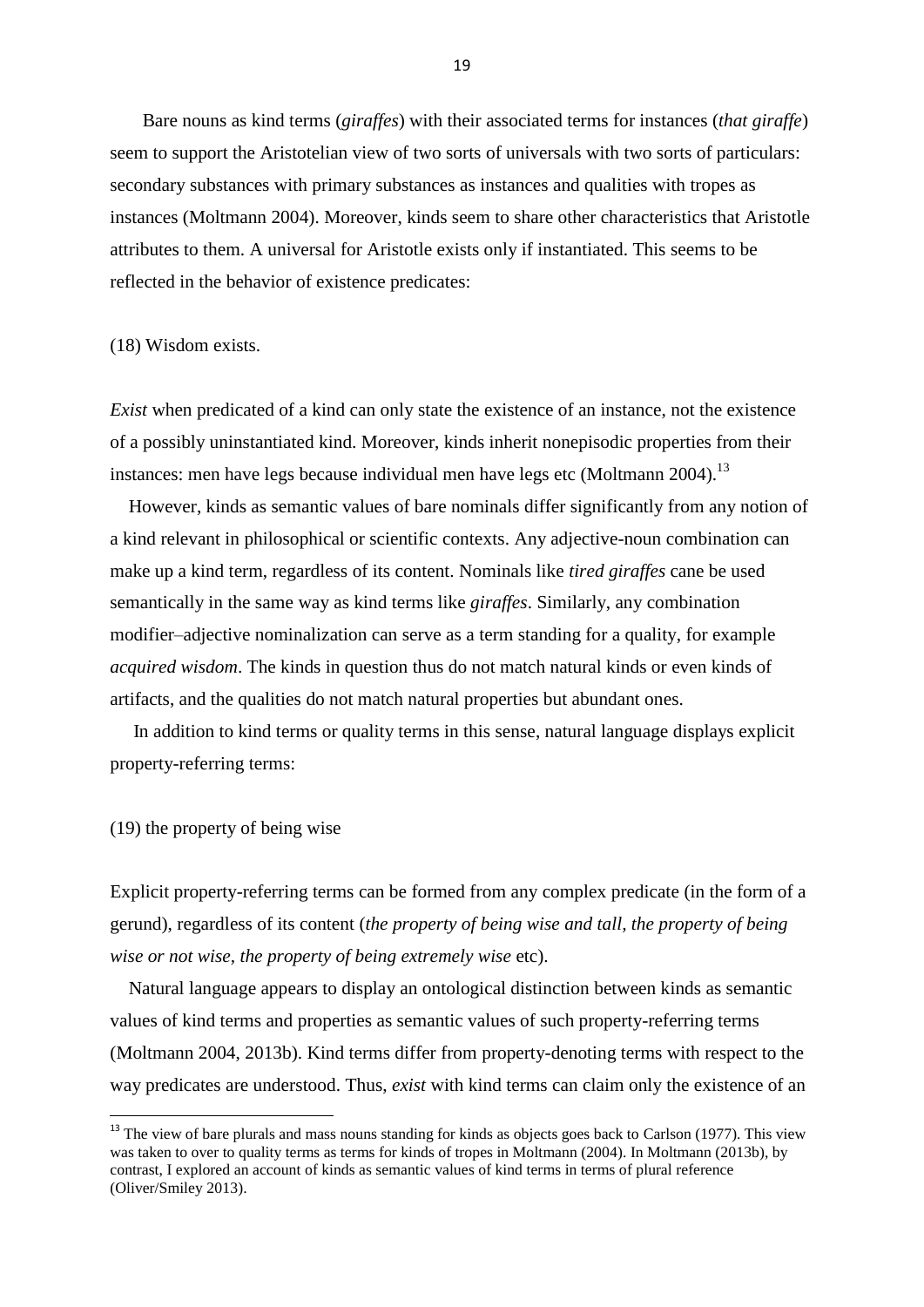Bare nouns as kind terms (*giraffes*) with their associated terms for instances (*that giraffe*) seem to support the Aristotelian view of two sorts of universals with two sorts of particulars: secondary substances with primary substances as instances and qualities with tropes as instances (Moltmann 2004). Moreover, kinds seem to share other characteristics that Aristotle attributes to them. A universal for Aristotle exists only if instantiated. This seems to be reflected in the behavior of existence predicates:

(18) Wisdom exists.

*Exist* when predicated of a kind can only state the existence of an instance, not the existence of a possibly uninstantiated kind. Moreover, kinds inherit nonepisodic properties from their instances: men have legs because individual men have legs etc (Moltmann 2004).[13]

However, kinds as semantic values of bare nominals differ significantly from any notion of a kind relevant in philosophical or scientific contexts. Any adjective-noun combination can make up a kind term, regardless of its content. Nominals like *tired giraffes* cane be used semantically in the same way as kind terms like *giraffes*. Similarly, any combination modifier–adjective nominalization can serve as a term standing for a quality, for example *acquired wisdom*. The kinds in question thus do not match natural kinds or even kinds of artifacts, and the qualities do not match natural properties but abundant ones.

In addition to kind terms or quality terms in this sense, natural language displays explicit property-referring terms:

(19) the property of being wise

Explicit property-referring terms can be formed from any complex predicate (in the form of a gerund), regardless of its content (*the property of being wise and tall*, *the property of being wise or not wise*, *the property of being extremely wise* etc).

Natural language appears to display an ontological distinction between kinds as semantic values of kind terms and properties as semantic values of such property-referring terms (Moltmann 2004, 2013b). Kind terms differ from property-denoting terms with respect to the way predicates are understood. Thus, *exist* with kind terms can claim only the existence of an

---

[13] The view of bare plurals and mass nouns standing for kinds as objects goes back to Carlson (1977). This view was taken to over to quality terms as terms for kinds of tropes in Moltmann (2004). In Moltmann (2013b), by contrast, I explored an account of kinds as semantic values of kind terms in terms of plural reference (Oliver/Smiley 2013).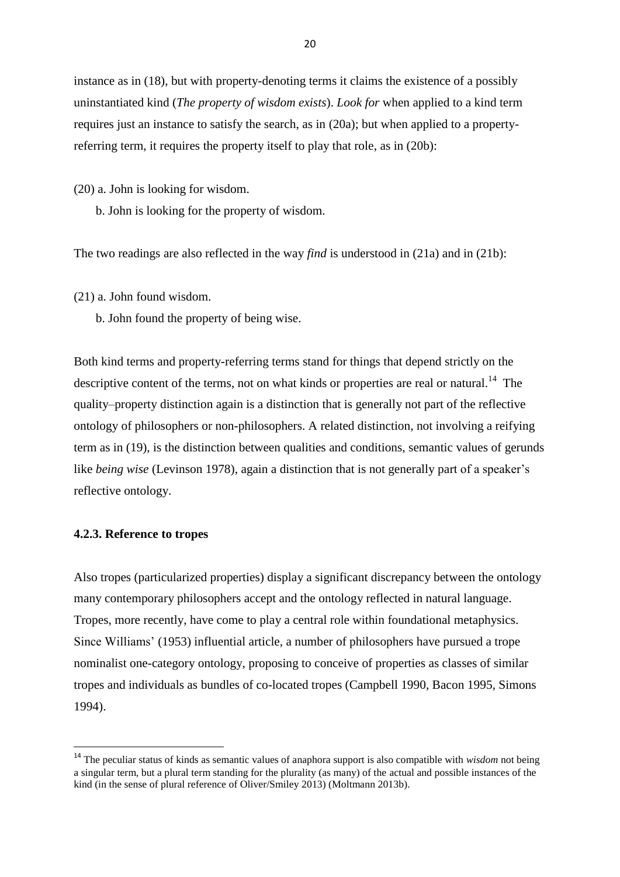instance as in (18), but with property-denoting terms it claims the existence of a possibly uninstantiated kind (*The property of wisdom exists*). *Look for* when applied to a kind term requires just an instance to satisfy the search, as in (20a); but when applied to a property-referring term, it requires the property itself to play that role, as in (20b):

(20) a. John is looking for wisdom.

b. John is looking for the property of wisdom.

The two readings are also reflected in the way *find* is understood in (21a) and in (21b):

(21) a. John found wisdom.

b. John found the property of being wise.

Both kind terms and property-referring terms stand for things that depend strictly on the descriptive content of the terms, not on what kinds or properties are real or natural.[14] The quality–property distinction again is a distinction that is generally not part of the reflective ontology of philosophers or non-philosophers. A related distinction, not involving a reifying term as in (19), is the distinction between qualities and conditions, semantic values of gerunds like *being wise* (Levinson 1978), again a distinction that is not generally part of a speaker's reflective ontology.

#### 4.2.3. Reference to tropes

Also tropes (particularized properties) display a significant discrepancy between the ontology many contemporary philosophers accept and the ontology reflected in natural language. Tropes, more recently, have come to play a central role within foundational metaphysics. Since Williams' (1953) influential article, a number of philosophers have pursued a trope nominalist one-category ontology, proposing to conceive of properties as classes of similar tropes and individuals as bundles of co-located tropes (Campbell 1990, Bacon 1995, Simons 1994).

[14] The peculiar status of kinds as semantic values of anaphora support is also compatible with *wisdom* not being a singular term, but a plural term standing for the plurality (as many) of the actual and possible instances of the kind (in the sense of plural reference of Oliver/Smiley 2013) (Moltmann 2013b).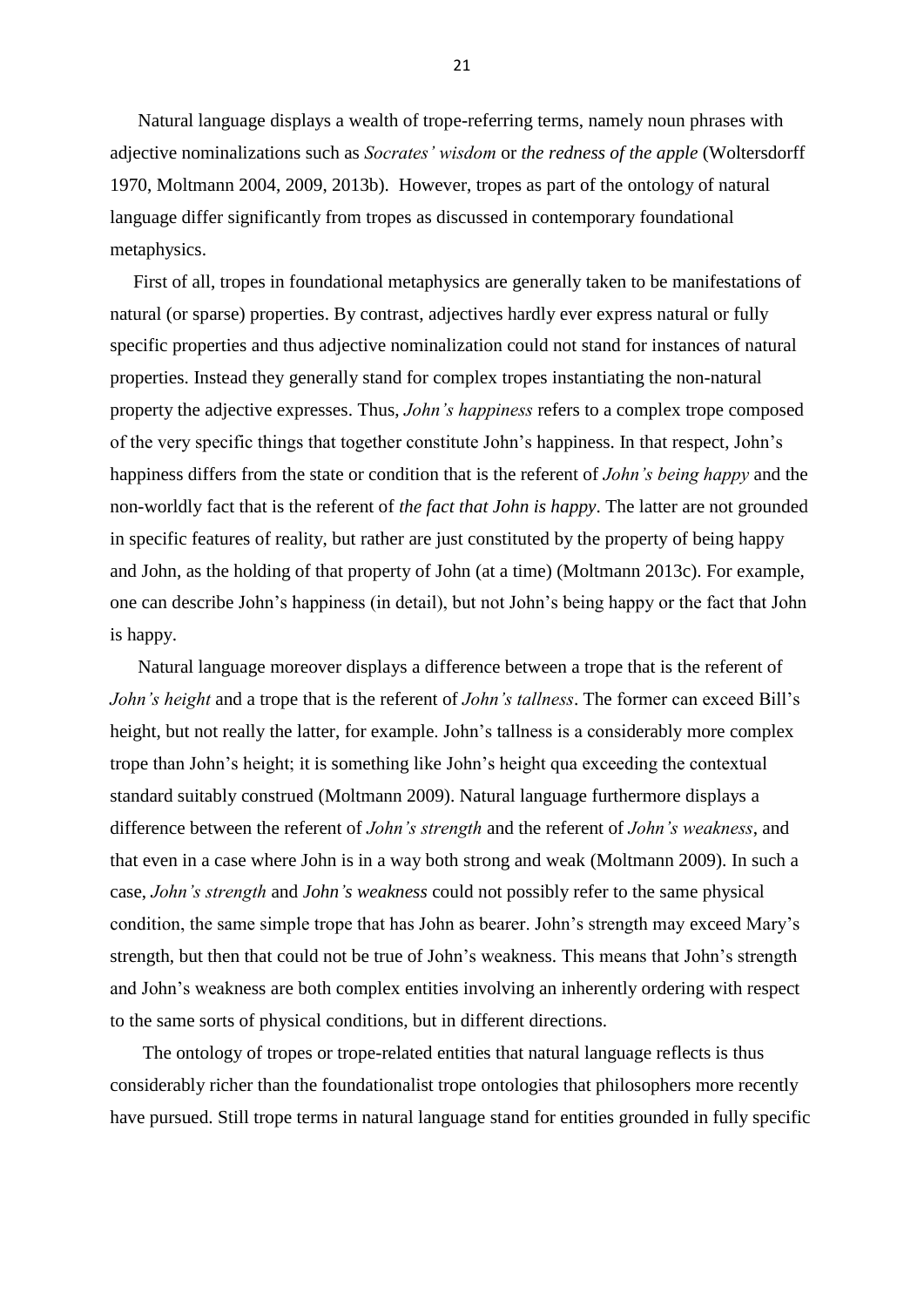Natural language displays a wealth of trope-referring terms, namely noun phrases with adjective nominalizations such as *Socrates' wisdom* or *the redness of the apple* (Woltersdorff 1970, Moltmann 2004, 2009, 2013b). However, tropes as part of the ontology of natural language differ significantly from tropes as discussed in contemporary foundational metaphysics.

First of all, tropes in foundational metaphysics are generally taken to be manifestations of natural (or sparse) properties. By contrast, adjectives hardly ever express natural or fully specific properties and thus adjective nominalization could not stand for instances of natural properties. Instead they generally stand for complex tropes instantiating the non-natural property the adjective expresses. Thus, *John's happiness* refers to a complex trope composed of the very specific things that together constitute John's happiness. In that respect, John's happiness differs from the state or condition that is the referent of *John's being happy* and the non-worldly fact that is the referent of *the fact that John is happy*. The latter are not grounded in specific features of reality, but rather are just constituted by the property of being happy and John, as the holding of that property of John (at a time) (Moltmann 2013c). For example, one can describe John's happiness (in detail), but not John's being happy or the fact that John is happy.

Natural language moreover displays a difference between a trope that is the referent of *John's height* and a trope that is the referent of *John's tallness*. The former can exceed Bill's height, but not really the latter, for example. John's tallness is a considerably more complex trope than John's height; it is something like John's height qua exceeding the contextual standard suitably construed (Moltmann 2009). Natural language furthermore displays a difference between the referent of *John's strength* and the referent of *John's weakness*, and that even in a case where John is in a way both strong and weak (Moltmann 2009). In such a case, *John's strength* and *John's weakness* could not possibly refer to the same physical condition, the same simple trope that has John as bearer. John's strength may exceed Mary's strength, but then that could not be true of John's weakness. This means that John's strength and John's weakness are both complex entities involving an inherently ordering with respect to the same sorts of physical conditions, but in different directions.

The ontology of tropes or trope-related entities that natural language reflects is thus considerably richer than the foundationalist trope ontologies that philosophers more recently have pursued. Still trope terms in natural language stand for entities grounded in fully specific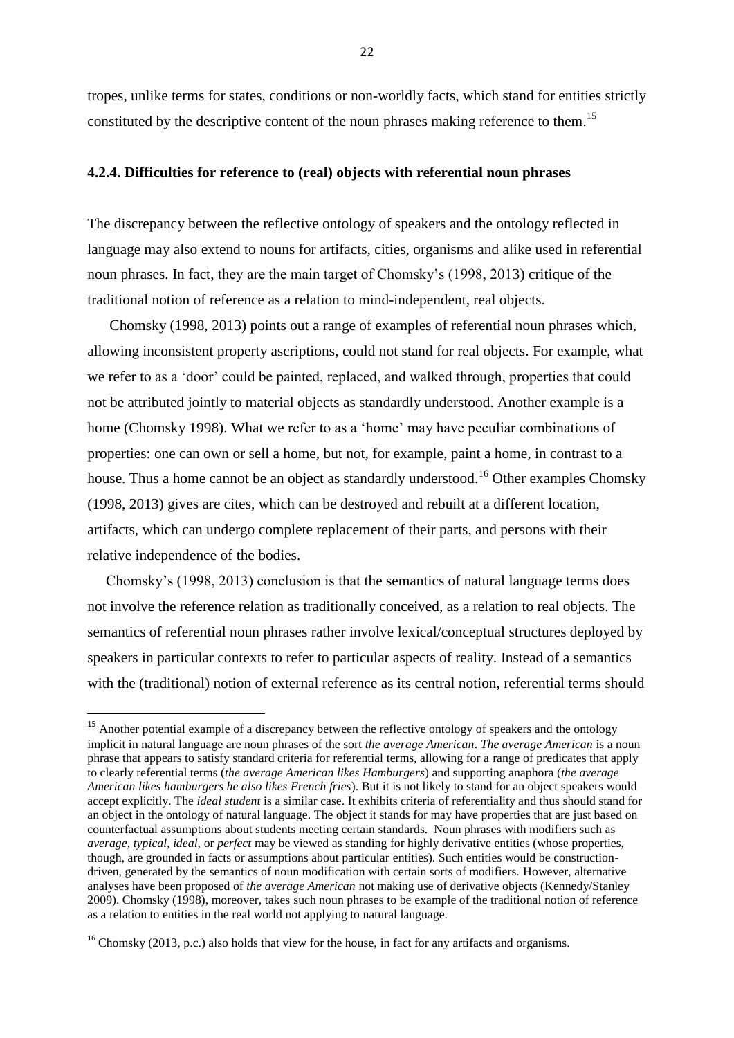tropes, unlike terms for states, conditions or non-worldly facts, which stand for entities strictly constituted by the descriptive content of the noun phrases making reference to them.[15]

### 4.2.4. Difficulties for reference to (real) objects with referential noun phrases

The discrepancy between the reflective ontology of speakers and the ontology reflected in language may also extend to nouns for artifacts, cities, organisms and alike used in referential noun phrases. In fact, they are the main target of Chomsky's (1998, 2013) critique of the traditional notion of reference as a relation to mind-independent, real objects.

Chomsky (1998, 2013) points out a range of examples of referential noun phrases which, allowing inconsistent property ascriptions, could not stand for real objects. For example, what we refer to as a 'door' could be painted, replaced, and walked through, properties that could not be attributed jointly to material objects as standardly understood. Another example is a home (Chomsky 1998). What we refer to as a 'home' may have peculiar combinations of properties: one can own or sell a home, but not, for example, paint a home, in contrast to a house. Thus a home cannot be an object as standardly understood.[16] Other examples Chomsky (1998, 2013) gives are cites, which can be destroyed and rebuilt at a different location, artifacts, which can undergo complete replacement of their parts, and persons with their relative independence of the bodies.

Chomsky's (1998, 2013) conclusion is that the semantics of natural language terms does not involve the reference relation as traditionally conceived, as a relation to real objects. The semantics of referential noun phrases rather involve lexical/conceptual structures deployed by speakers in particular contexts to refer to particular aspects of reality. Instead of a semantics with the (traditional) notion of external reference as its central notion, referential terms should

---

[15] Another potential example of a discrepancy between the reflective ontology of speakers and the ontology implicit in natural language are noun phrases of the sort *the average American*. *The average American* is a noun phrase that appears to satisfy standard criteria for referential terms, allowing for a range of predicates that apply to clearly referential terms (*the average American likes Hamburgers*) and supporting anaphora (*the average American likes hamburgers he also likes French fries*). But it is not likely to stand for an object speakers would accept explicitly. The *ideal student* is a similar case. It exhibits criteria of referentiality and thus should stand for an object in the ontology of natural language. The object it stands for may have properties that are just based on counterfactual assumptions about students meeting certain standards. Noun phrases with modifiers such as *average, typical, ideal,* or *perfect* may be viewed as standing for highly derivative entities (whose properties, though, are grounded in facts or assumptions about particular entities). Such entities would be construction-driven, generated by the semantics of noun modification with certain sorts of modifiers. However, alternative analyses have been proposed of *the average American* not making use of derivative objects (Kennedy/Stanley 2009). Chomsky (1998), moreover, takes such noun phrases to be example of the traditional notion of reference as a relation to entities in the real world not applying to natural language.

[16] Chomsky (2013, p.c.) also holds that view for the house, in fact for any artifacts and organisms.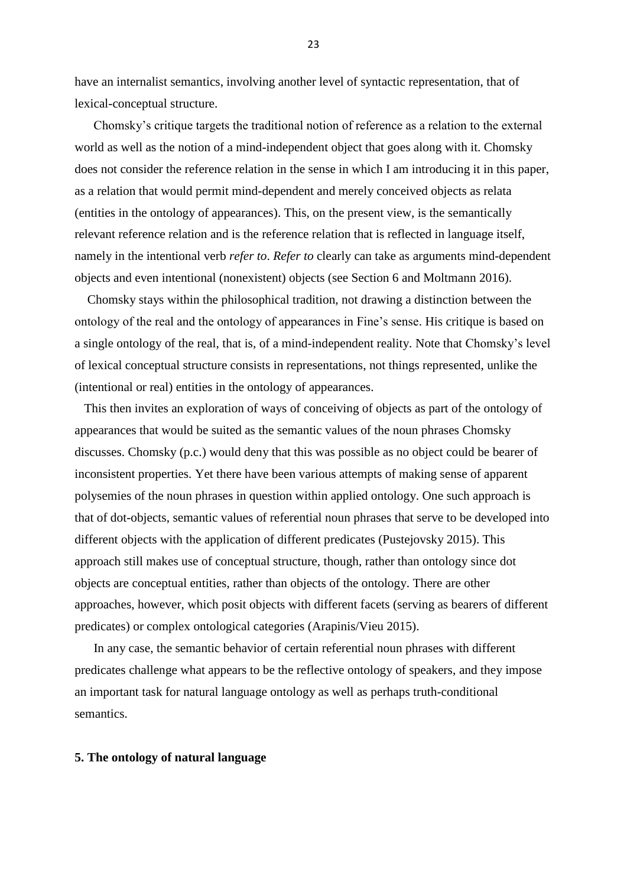have an internalist semantics, involving another level of syntactic representation, that of lexical-conceptual structure.

Chomsky's critique targets the traditional notion of reference as a relation to the external world as well as the notion of a mind-independent object that goes along with it. Chomsky does not consider the reference relation in the sense in which I am introducing it in this paper, as a relation that would permit mind-dependent and merely conceived objects as relata (entities in the ontology of appearances). This, on the present view, is the semantically relevant reference relation and is the reference relation that is reflected in language itself, namely in the intentional verb *refer to*. *Refer to* clearly can take as arguments mind-dependent objects and even intentional (nonexistent) objects (see Section 6 and Moltmann 2016).

Chomsky stays within the philosophical tradition, not drawing a distinction between the ontology of the real and the ontology of appearances in Fine's sense. His critique is based on a single ontology of the real, that is, of a mind-independent reality. Note that Chomsky's level of lexical conceptual structure consists in representations, not things represented, unlike the (intentional or real) entities in the ontology of appearances.

This then invites an exploration of ways of conceiving of objects as part of the ontology of appearances that would be suited as the semantic values of the noun phrases Chomsky discusses. Chomsky (p.c.) would deny that this was possible as no object could be bearer of inconsistent properties. Yet there have been various attempts of making sense of apparent polysemies of the noun phrases in question within applied ontology. One such approach is that of dot-objects, semantic values of referential noun phrases that serve to be developed into different objects with the application of different predicates (Pustejovsky 2015). This approach still makes use of conceptual structure, though, rather than ontology since dot objects are conceptual entities, rather than objects of the ontology. There are other approaches, however, which posit objects with different facets (serving as bearers of different predicates) or complex ontological categories (Arapinis/Vieu 2015).

In any case, the semantic behavior of certain referential noun phrases with different predicates challenge what appears to be the reflective ontology of speakers, and they impose an important task for natural language ontology as well as perhaps truth-conditional semantics.

**5. The ontology of natural language**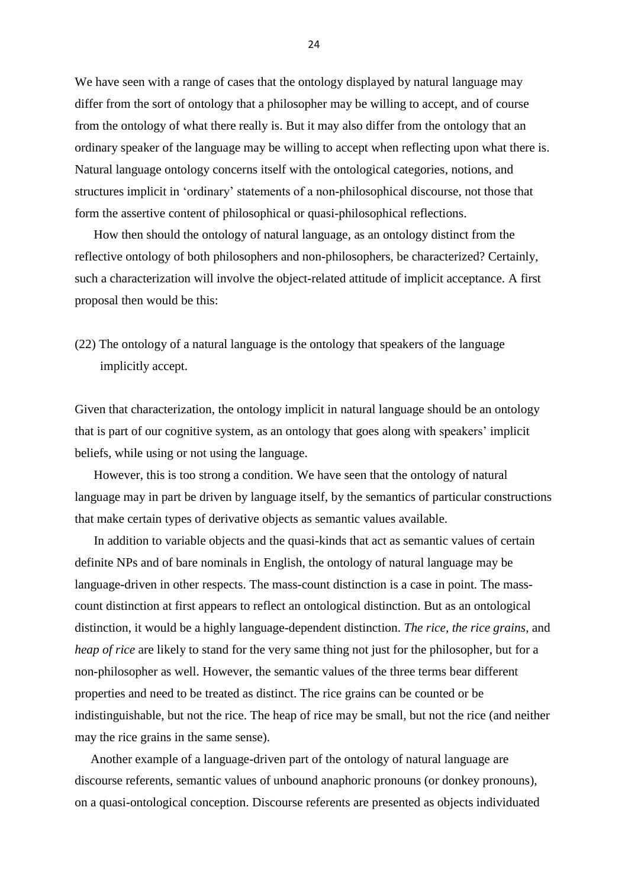We have seen with a range of cases that the ontology displayed by natural language may differ from the sort of ontology that a philosopher may be willing to accept, and of course from the ontology of what there really is. But it may also differ from the ontology that an ordinary speaker of the language may be willing to accept when reflecting upon what there is. Natural language ontology concerns itself with the ontological categories, notions, and structures implicit in 'ordinary' statements of a non-philosophical discourse, not those that form the assertive content of philosophical or quasi-philosophical reflections.

How then should the ontology of natural language, as an ontology distinct from the reflective ontology of both philosophers and non-philosophers, be characterized? Certainly, such a characterization will involve the object-related attitude of implicit acceptance. A first proposal then would be this:

(22) The ontology of a natural language is the ontology that speakers of the language implicitly accept.

Given that characterization, the ontology implicit in natural language should be an ontology that is part of our cognitive system, as an ontology that goes along with speakers' implicit beliefs, while using or not using the language.

However, this is too strong a condition. We have seen that the ontology of natural language may in part be driven by language itself, by the semantics of particular constructions that make certain types of derivative objects as semantic values available.

In addition to variable objects and the quasi-kinds that act as semantic values of certain definite NPs and of bare nominals in English, the ontology of natural language may be language-driven in other respects. The mass-count distinction is a case in point. The mass-count distinction at first appears to reflect an ontological distinction. But as an ontological distinction, it would be a highly language-dependent distinction. *The rice*, *the rice grains*, and *heap of rice* are likely to stand for the very same thing not just for the philosopher, but for a non-philosopher as well. However, the semantic values of the three terms bear different properties and need to be treated as distinct. The rice grains can be counted or be indistinguishable, but not the rice. The heap of rice may be small, but not the rice (and neither may the rice grains in the same sense).

Another example of a language-driven part of the ontology of natural language are discourse referents, semantic values of unbound anaphoric pronouns (or donkey pronouns), on a quasi-ontological conception. Discourse referents are presented as objects individuated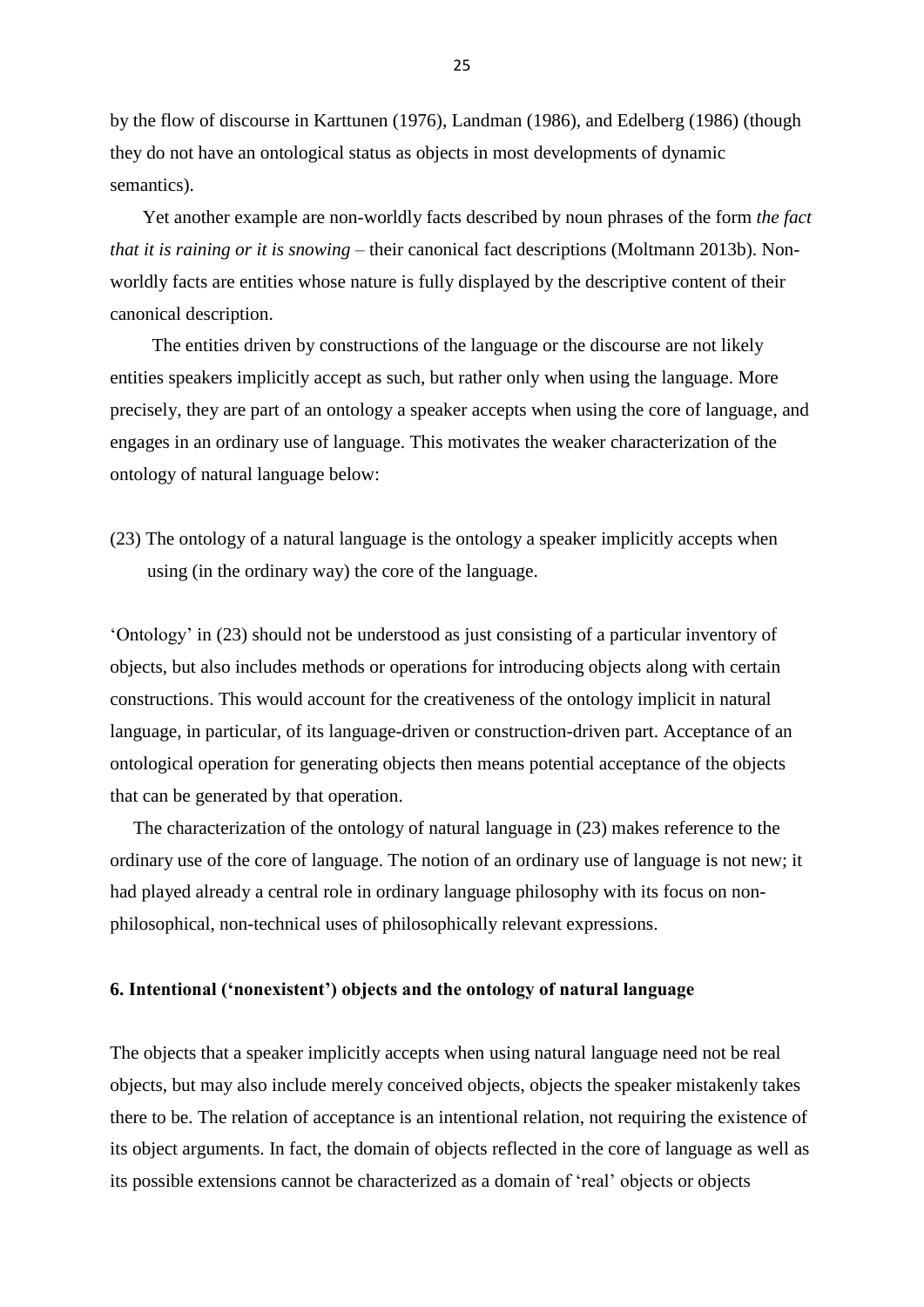by the flow of discourse in Karttunen (1976), Landman (1986), and Edelberg (1986) (though they do not have an ontological status as objects in most developments of dynamic semantics).

Yet another example are non-worldly facts described by noun phrases of the form *the fact that it is raining or it is snowing* – their canonical fact descriptions (Moltmann 2013b). Non-worldly facts are entities whose nature is fully displayed by the descriptive content of their canonical description.

The entities driven by constructions of the language or the discourse are not likely entities speakers implicitly accept as such, but rather only when using the language. More precisely, they are part of an ontology a speaker accepts when using the core of language, and engages in an ordinary use of language. This motivates the weaker characterization of the ontology of natural language below:

(23) The ontology of a natural language is the ontology a speaker implicitly accepts when using (in the ordinary way) the core of the language.

'Ontology' in (23) should not be understood as just consisting of a particular inventory of objects, but also includes methods or operations for introducing objects along with certain constructions. This would account for the creativeness of the ontology implicit in natural language, in particular, of its language-driven or construction-driven part. Acceptance of an ontological operation for generating objects then means potential acceptance of the objects that can be generated by that operation.

The characterization of the ontology of natural language in (23) makes reference to the ordinary use of the core of language. The notion of an ordinary use of language is not new; it had played already a central role in ordinary language philosophy with its focus on non-philosophical, non-technical uses of philosophically relevant expressions.

## 6. Intentional ('nonexistent') objects and the ontology of natural language

The objects that a speaker implicitly accepts when using natural language need not be real objects, but may also include merely conceived objects, objects the speaker mistakenly takes there to be. The relation of acceptance is an intentional relation, not requiring the existence of its object arguments. In fact, the domain of objects reflected in the core of language as well as its possible extensions cannot be characterized as a domain of 'real' objects or objects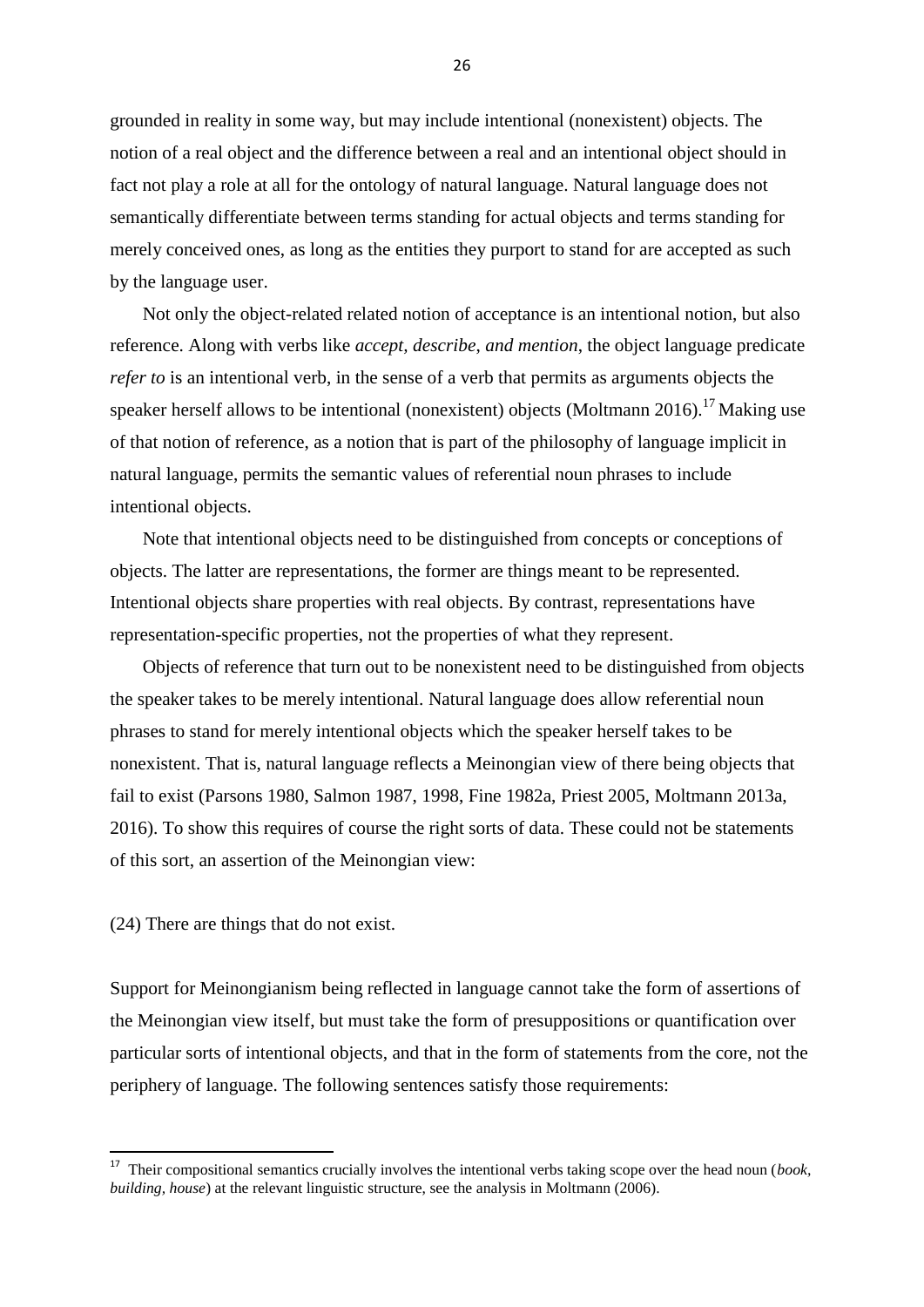grounded in reality in some way, but may include intentional (nonexistent) objects. The notion of a real object and the difference between a real and an intentional object should in fact not play a role at all for the ontology of natural language. Natural language does not semantically differentiate between terms standing for actual objects and terms standing for merely conceived ones, as long as the entities they purport to stand for are accepted as such by the language user.

Not only the object-related related notion of acceptance is an intentional notion, but also reference. Along with verbs like *accept, describe, and mention*, the object language predicate *refer to* is an intentional verb, in the sense of a verb that permits as arguments objects the speaker herself allows to be intentional (nonexistent) objects (Moltmann 2016).[17] Making use of that notion of reference, as a notion that is part of the philosophy of language implicit in natural language, permits the semantic values of referential noun phrases to include intentional objects.

Note that intentional objects need to be distinguished from concepts or conceptions of objects. The latter are representations, the former are things meant to be represented. Intentional objects share properties with real objects. By contrast, representations have representation-specific properties, not the properties of what they represent.

Objects of reference that turn out to be nonexistent need to be distinguished from objects the speaker takes to be merely intentional. Natural language does allow referential noun phrases to stand for merely intentional objects which the speaker herself takes to be nonexistent. That is, natural language reflects a Meinongian view of there being objects that fail to exist (Parsons 1980, Salmon 1987, 1998, Fine 1982a, Priest 2005, Moltmann 2013a, 2016). To show this requires of course the right sorts of data. These could not be statements of this sort, an assertion of the Meinongian view:

(24) There are things that do not exist.

Support for Meinongianism being reflected in language cannot take the form of assertions of the Meinongian view itself, but must take the form of presuppositions or quantification over particular sorts of intentional objects, and that in the form of statements from the core, not the periphery of language. The following sentences satisfy those requirements:

---

[17] Their compositional semantics crucially involves the intentional verbs taking scope over the head noun (*book, building, house*) at the relevant linguistic structure, see the analysis in Moltmann (2006).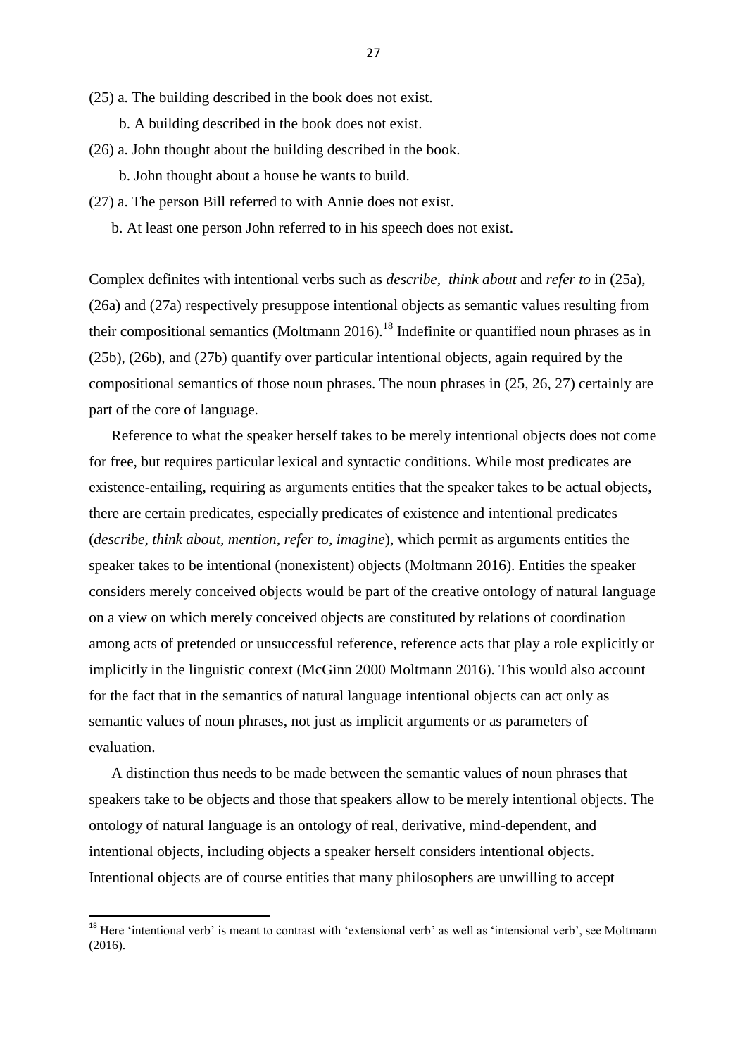(25) a. The building described in the book does not exist.

b. A building described in the book does not exist.

(26) a. John thought about the building described in the book.

b. John thought about a house he wants to build.

(27) a. The person Bill referred to with Annie does not exist.

b. At least one person John referred to in his speech does not exist.

Complex definites with intentional verbs such as *describe*, *think about* and *refer to* in (25a), (26a) and (27a) respectively presuppose intentional objects as semantic values resulting from their compositional semantics (Moltmann 2016).[18] Indefinite or quantified noun phrases as in (25b), (26b), and (27b) quantify over particular intentional objects, again required by the compositional semantics of those noun phrases. The noun phrases in (25, 26, 27) certainly are part of the core of language.

Reference to what the speaker herself takes to be merely intentional objects does not come for free, but requires particular lexical and syntactic conditions. While most predicates are existence-entailing, requiring as arguments entities that the speaker takes to be actual objects, there are certain predicates, especially predicates of existence and intentional predicates (*describe, think about, mention, refer to, imagine*), which permit as arguments entities the speaker takes to be intentional (nonexistent) objects (Moltmann 2016). Entities the speaker considers merely conceived objects would be part of the creative ontology of natural language on a view on which merely conceived objects are constituted by relations of coordination among acts of pretended or unsuccessful reference, reference acts that play a role explicitly or implicitly in the linguistic context (McGinn 2000 Moltmann 2016). This would also account for the fact that in the semantics of natural language intentional objects can act only as semantic values of noun phrases, not just as implicit arguments or as parameters of evaluation.

A distinction thus needs to be made between the semantic values of noun phrases that speakers take to be objects and those that speakers allow to be merely intentional objects. The ontology of natural language is an ontology of real, derivative, mind-dependent, and intentional objects, including objects a speaker herself considers intentional objects. Intentional objects are of course entities that many philosophers are unwilling to accept

[18] Here 'intentional verb' is meant to contrast with 'extensional verb' as well as 'intensional verb', see Moltmann (2016).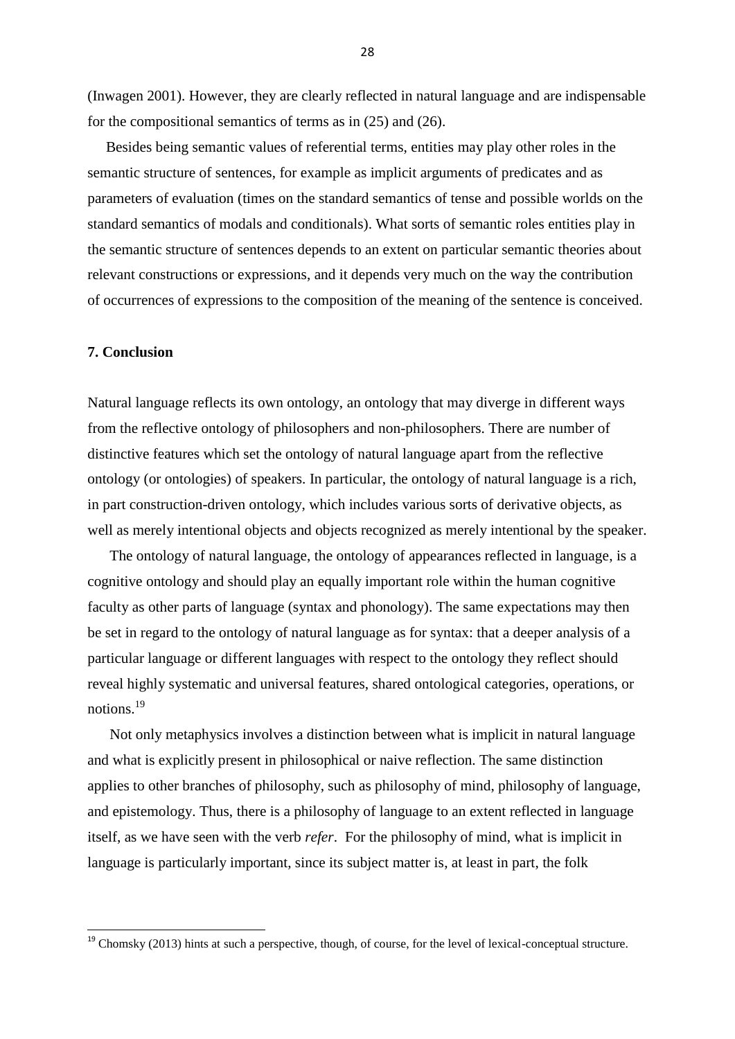(Inwagen 2001). However, they are clearly reflected in natural language and are indispensable for the compositional semantics of terms as in (25) and (26).

Besides being semantic values of referential terms, entities may play other roles in the semantic structure of sentences, for example as implicit arguments of predicates and as parameters of evaluation (times on the standard semantics of tense and possible worlds on the standard semantics of modals and conditionals). What sorts of semantic roles entities play in the semantic structure of sentences depends to an extent on particular semantic theories about relevant constructions or expressions, and it depends very much on the way the contribution of occurrences of expressions to the composition of the meaning of the sentence is conceived.

## 7. Conclusion

Natural language reflects its own ontology, an ontology that may diverge in different ways from the reflective ontology of philosophers and non-philosophers. There are number of distinctive features which set the ontology of natural language apart from the reflective ontology (or ontologies) of speakers. In particular, the ontology of natural language is a rich, in part construction-driven ontology, which includes various sorts of derivative objects, as well as merely intentional objects and objects recognized as merely intentional by the speaker.

The ontology of natural language, the ontology of appearances reflected in language, is a cognitive ontology and should play an equally important role within the human cognitive faculty as other parts of language (syntax and phonology). The same expectations may then be set in regard to the ontology of natural language as for syntax: that a deeper analysis of a particular language or different languages with respect to the ontology they reflect should reveal highly systematic and universal features, shared ontological categories, operations, or notions.[19]

Not only metaphysics involves a distinction between what is implicit in natural language and what is explicitly present in philosophical or naive reflection. The same distinction applies to other branches of philosophy, such as philosophy of mind, philosophy of language, and epistemology. Thus, there is a philosophy of language to an extent reflected in language itself, as we have seen with the verb *refer*. For the philosophy of mind, what is implicit in language is particularly important, since its subject matter is, at least in part, the folk

---

[19] Chomsky (2013) hints at such a perspective, though, of course, for the level of lexical-conceptual structure.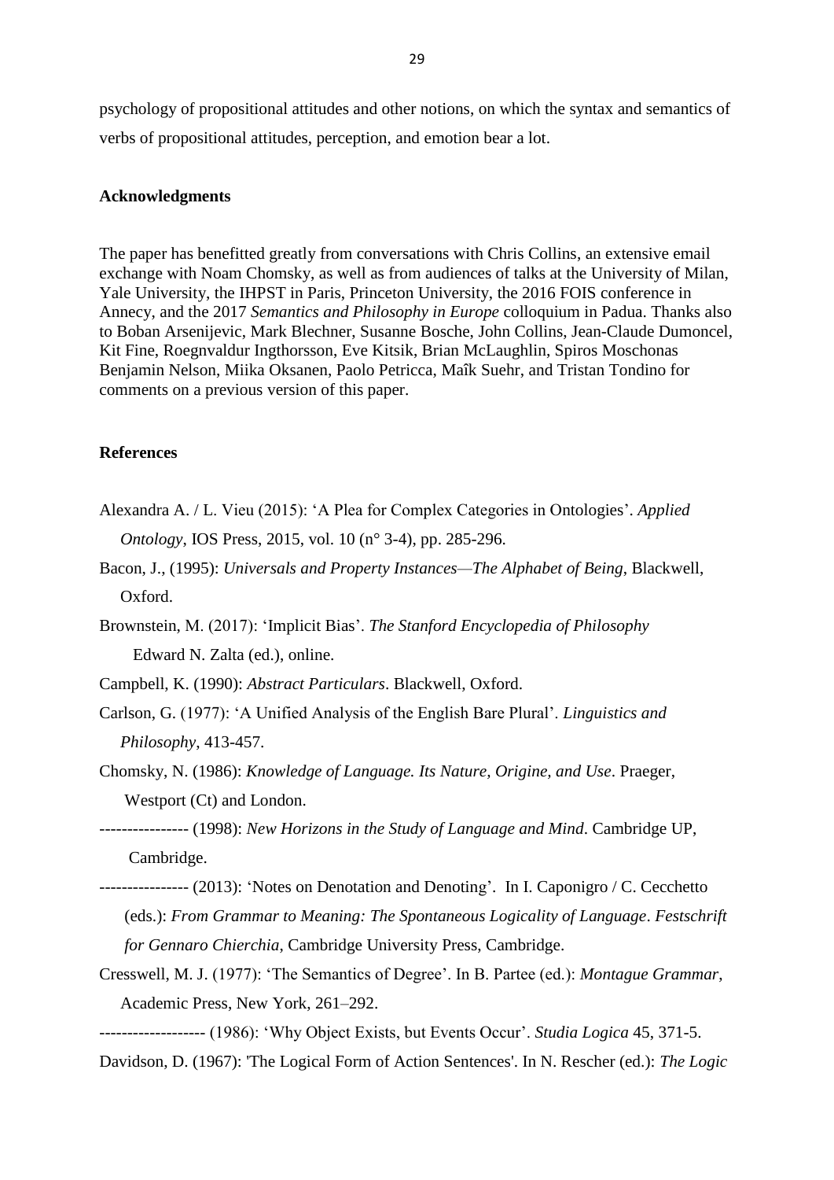psychology of propositional attitudes and other notions, on which the syntax and semantics of verbs of propositional attitudes, perception, and emotion bear a lot.

**Acknowledgments**

The paper has benefitted greatly from conversations with Chris Collins, an extensive email exchange with Noam Chomsky, as well as from audiences of talks at the University of Milan, Yale University, the IHPST in Paris, Princeton University, the 2016 FOIS conference in Annecy, and the 2017 *Semantics and Philosophy in Europe* colloquium in Padua. Thanks also to Boban Arsenijevic, Mark Blechner, Susanne Bosche, John Collins, Jean-Claude Dumoncel, Kit Fine, Roegnvaldur Ingthorsson, Eve Kitsik, Brian McLaughlin, Spiros Moschonas Benjamin Nelson, Miika Oksanen, Paolo Petricca, Maîk Suehr, and Tristan Tondino for comments on a previous version of this paper.

**References**

Alexandra A. / L. Vieu (2015): 'A Plea for Complex Categories in Ontologies'. *Applied Ontology*, IOS Press, 2015, vol. 10 (n° 3-4), pp. 285-296.

Bacon, J., (1995): *Universals and Property Instances—The Alphabet of Being*, Blackwell, Oxford.

Brownstein, M. (2017): 'Implicit Bias'. *The Stanford Encyclopedia of Philosophy* Edward N. Zalta (ed.), online.

Campbell, K. (1990): *Abstract Particulars*. Blackwell, Oxford.

Carlson, G. (1977): 'A Unified Analysis of the English Bare Plural'. *Linguistics and Philosophy*, 413-457.

Chomsky, N. (1986): *Knowledge of Language. Its Nature, Origine, and Use*. Praeger, Westport (Ct) and London.

---------------- (1998): *New Horizons in the Study of Language and Mind*. Cambridge UP, Cambridge.

---------------- (2013): 'Notes on Denotation and Denoting'. In I. Caponigro / C. Cecchetto (eds.): *From Grammar to Meaning: The Spontaneous Logicality of Language*. *Festschrift for Gennaro Chierchia*, Cambridge University Press, Cambridge.

Cresswell, M. J. (1977): 'The Semantics of Degree'. In B. Partee (ed.): *Montague Grammar*, Academic Press, New York, 261–292.

------------------- (1986): 'Why Object Exists, but Events Occur'. *Studia Logica* 45, 371-5.

Davidson, D. (1967): 'The Logical Form of Action Sentences'. In N. Rescher (ed.): *The Logic*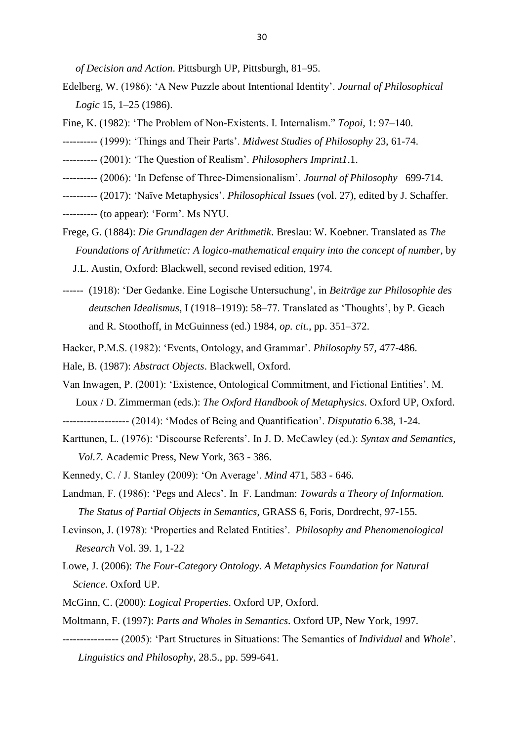*of Decision and Action*. Pittsburgh UP, Pittsburgh, 81–95.

Edelberg, W. (1986): 'A New Puzzle about Intentional Identity'. *Journal of Philosophical Logic* 15, 1–25 (1986).

Fine, K. (1982): 'The Problem of Non-Existents. I. Internalism." *Topoi*, 1: 97–140.

---------- (1999): 'Things and Their Parts'. *Midwest Studies of Philosophy* 23, 61-74.

---------- (2001): 'The Question of Realism'. *Philosophers Imprint1*.1.

---------- (2006): 'In Defense of Three-Dimensionalism'. *Journal of Philosophy* 699-714.

---------- (2017): 'Naïve Metaphysics'. *Philosophical Issues* (vol. 27), edited by J. Schaffer.

---------- (to appear): 'Form'. Ms NYU.

Frege, G. (1884): *Die Grundlagen der Arithmetik*. Breslau: W. Koebner. Translated as *The Foundations of Arithmetic: A logico-mathematical enquiry into the concept of number*, by J.L. Austin, Oxford: Blackwell, second revised edition, 1974.

------ (1918): 'Der Gedanke. Eine Logische Untersuchung', in *Beiträge zur Philosophie des deutschen Idealismus*, I (1918–1919): 58–77. Translated as 'Thoughts', by P. Geach and R. Stoothoff, in McGuinness (ed.) 1984, *op. cit.*, pp. 351–372.

Hacker, P.M.S. (1982): 'Events, Ontology, and Grammar'. *Philosophy* 57, 477-486.

Hale, B. (1987): *Abstract Objects*. Blackwell, Oxford.

Van Inwagen, P. (2001): 'Existence, Ontological Commitment, and Fictional Entities'. M. Loux / D. Zimmerman (eds.): *The Oxford Handbook of Metaphysics*. Oxford UP, Oxford.

------------------- (2014): 'Modes of Being and Quantification'. *Disputatio* 6.38, 1-24.

Karttunen, L. (1976): 'Discourse Referents'. In J. D. McCawley (ed.): *Syntax and Semantics, Vol.7.* Academic Press, New York, 363 - 386.

Kennedy, C. / J. Stanley (2009): 'On Average'. *Mind* 471, 583 - 646.

Landman, F. (1986): 'Pegs and Alecs'. In F. Landman: *Towards a Theory of Information. The Status of Partial Objects in Semantics*, GRASS 6, Foris, Dordrecht, 97-155.

Levinson, J. (1978): 'Properties and Related Entities'. *Philosophy and Phenomenological Research* Vol. 39. 1, 1-22

Lowe, J. (2006): *The Four-Category Ontology. A Metaphysics Foundation for Natural Science*. Oxford UP.

McGinn, C. (2000): *Logical Properties*. Oxford UP, Oxford.

Moltmann, F. (1997): *Parts and Wholes in Semantics*. Oxford UP, New York, 1997.

---------------- (2005): 'Part Structures in Situations: The Semantics of *Individual* and *Whole*'. *Linguistics and Philosophy*, 28.5., pp. 599-641.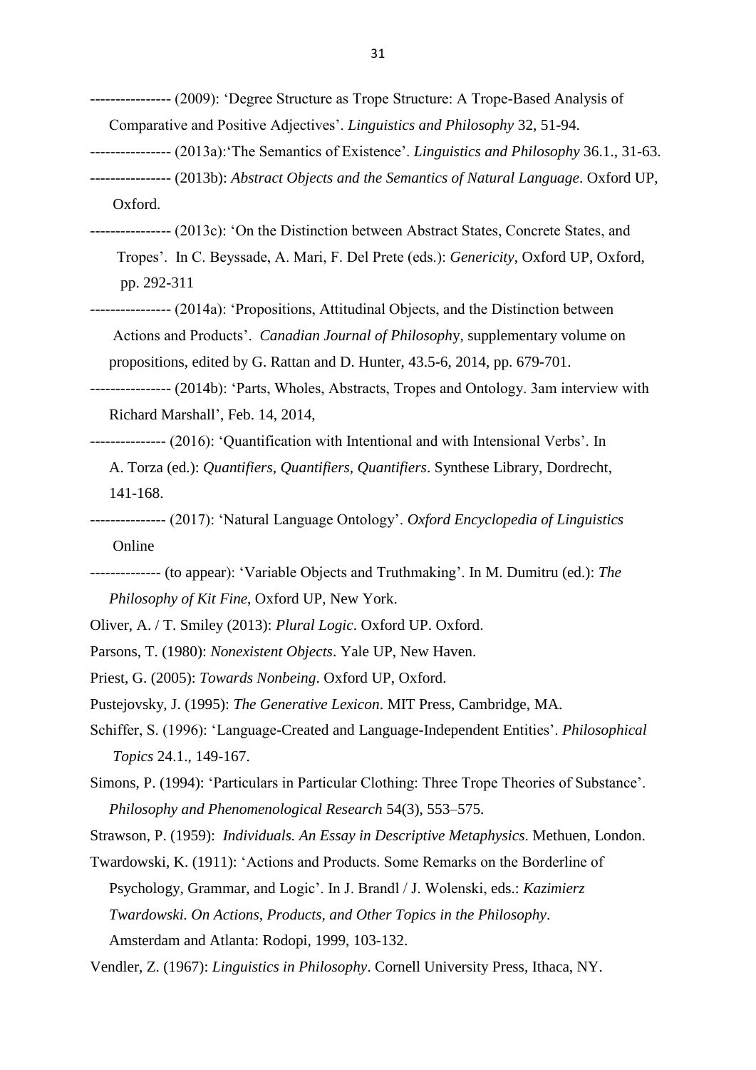---------------- (2009): 'Degree Structure as Trope Structure: A Trope-Based Analysis of Comparative and Positive Adjectives'. *Linguistics and Philosophy* 32, 51-94.

---------------- (2013a):'The Semantics of Existence'. *Linguistics and Philosophy* 36.1., 31-63.

---------------- (2013b): *Abstract Objects and the Semantics of Natural Language*. Oxford UP, Oxford.

---------------- (2013c): 'On the Distinction between Abstract States, Concrete States, and Tropes'. In C. Beyssade, A. Mari, F. Del Prete (eds.): *Genericity*, Oxford UP, Oxford, pp. 292-311

---------------- (2014a): 'Propositions, Attitudinal Objects, and the Distinction between Actions and Products'. *Canadian Journal of Philosophy*, supplementary volume on propositions, edited by G. Rattan and D. Hunter, 43.5-6, 2014, pp. 679-701.

---------------- (2014b): 'Parts, Wholes, Abstracts, Tropes and Ontology. 3am interview with Richard Marshall', Feb. 14, 2014,

--------------- (2016): 'Quantification with Intentional and with Intensional Verbs'. In A. Torza (ed.): *Quantifiers, Quantifiers, Quantifiers*. Synthese Library, Dordrecht, 141-168.

--------------- (2017): 'Natural Language Ontology'. *Oxford Encyclopedia of Linguistics* Online

-------------- (to appear): 'Variable Objects and Truthmaking'. In M. Dumitru (ed.): *The Philosophy of Kit Fine*, Oxford UP, New York.

Oliver, A. / T. Smiley (2013): *Plural Logic*. Oxford UP. Oxford.

Parsons, T. (1980): *Nonexistent Objects*. Yale UP, New Haven.

Priest, G. (2005): *Towards Nonbeing*. Oxford UP, Oxford.

Pustejovsky, J. (1995): *The Generative Lexicon*. MIT Press, Cambridge, MA.

Schiffer, S. (1996): 'Language-Created and Language-Independent Entities'. *Philosophical Topics* 24.1., 149-167.

Simons, P. (1994): 'Particulars in Particular Clothing: Three Trope Theories of Substance'. *Philosophy and Phenomenological Research* 54(3), 553–575.

Strawson, P. (1959): *Individuals. An Essay in Descriptive Metaphysics*. Methuen, London.

Twardowski, K. (1911): 'Actions and Products. Some Remarks on the Borderline of Psychology, Grammar, and Logic'. In J. Brandl / J. Wolenski, eds.: *Kazimierz Twardowski. On Actions, Products, and Other Topics in the Philosophy*. Amsterdam and Atlanta: Rodopi, 1999, 103-132.

Vendler, Z. (1967): *Linguistics in Philosophy*. Cornell University Press, Ithaca, NY.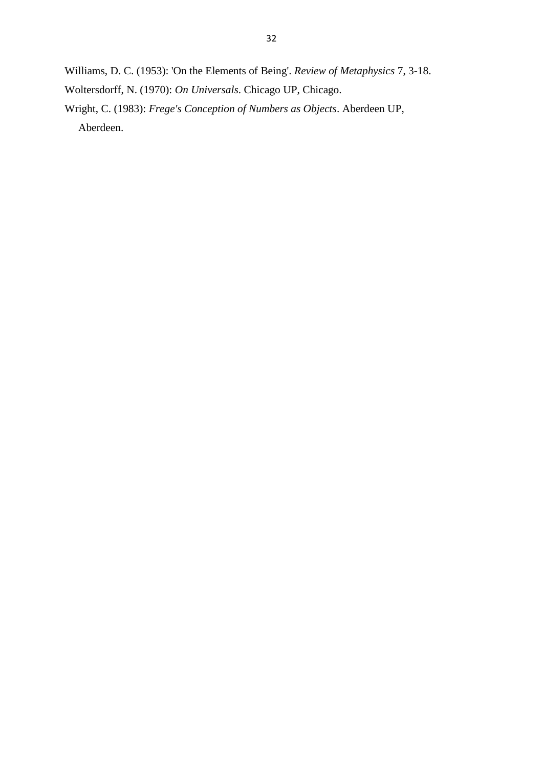Williams, D. C. (1953): 'On the Elements of Being'. *Review of Metaphysics* 7, 3-18.

Woltersdorff, N. (1970): *On Universals*. Chicago UP, Chicago.

Wright, C. (1983): *Frege's Conception of Numbers as Objects*. Aberdeen UP, Aberdeen.